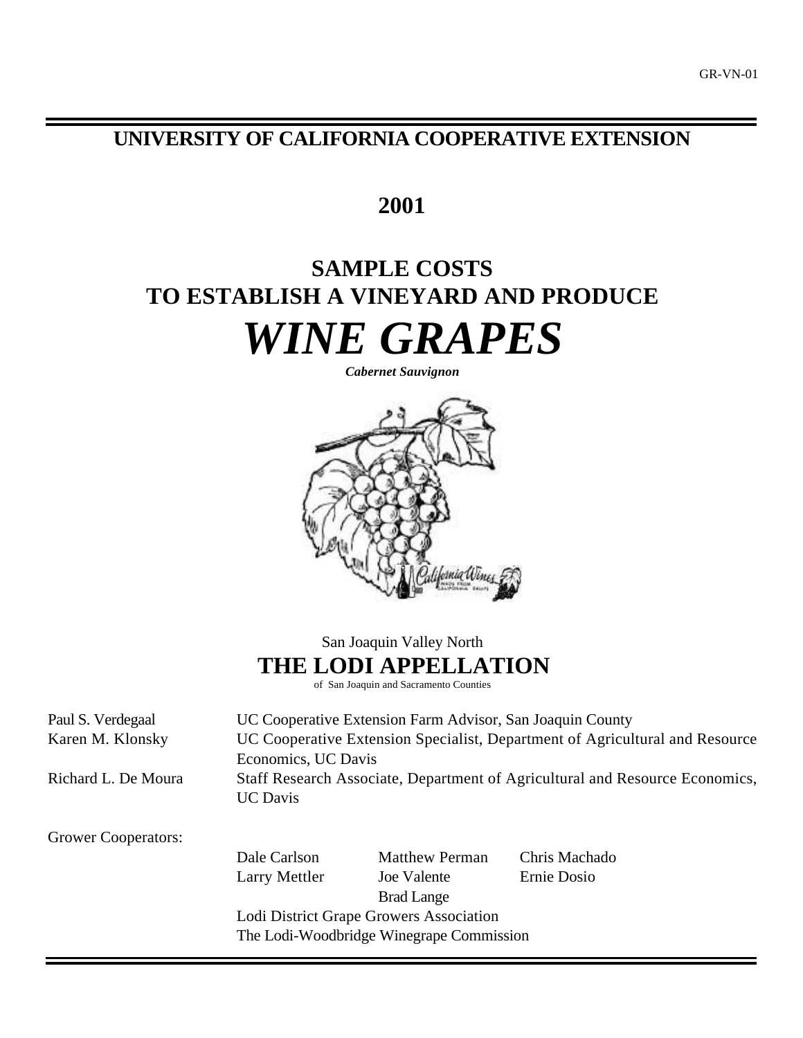GR-VN-01

## UNIVERSITY OF CALIFORNIA COOPERATIVE EXTENSION

## 2001

# SAMPLE COSTS TO ESTABLISH A VINEYARD AND PRODUCE

# *WINE GRAPES*

***Cabernet Sauvignon***

San Joaquin Valley North

## THE LODI APPELLATION

of San Joaquin and Sacramento Counties

| | |
|---|---|
| Paul S. Verdegaal | UC Cooperative Extension Farm Advisor, San Joaquin County |
| Karen M. Klonsky | UC Cooperative Extension Specialist, Department of Agricultural and Resource Economics, UC Davis |
| Richard L. De Moura | Staff Research Associate, Department of Agricultural and Resource Economics, UC Davis |

Grower Cooperators:

| | | |
|---|---|---|
| Dale Carlson | Matthew Perman | Chris Machado |
| Larry Mettler | Joe Valente | Ernie Dosio |
| | Brad Lange | |

Lodi District Grape Growers Association

The Lodi-Woodbridge Winegrape Commission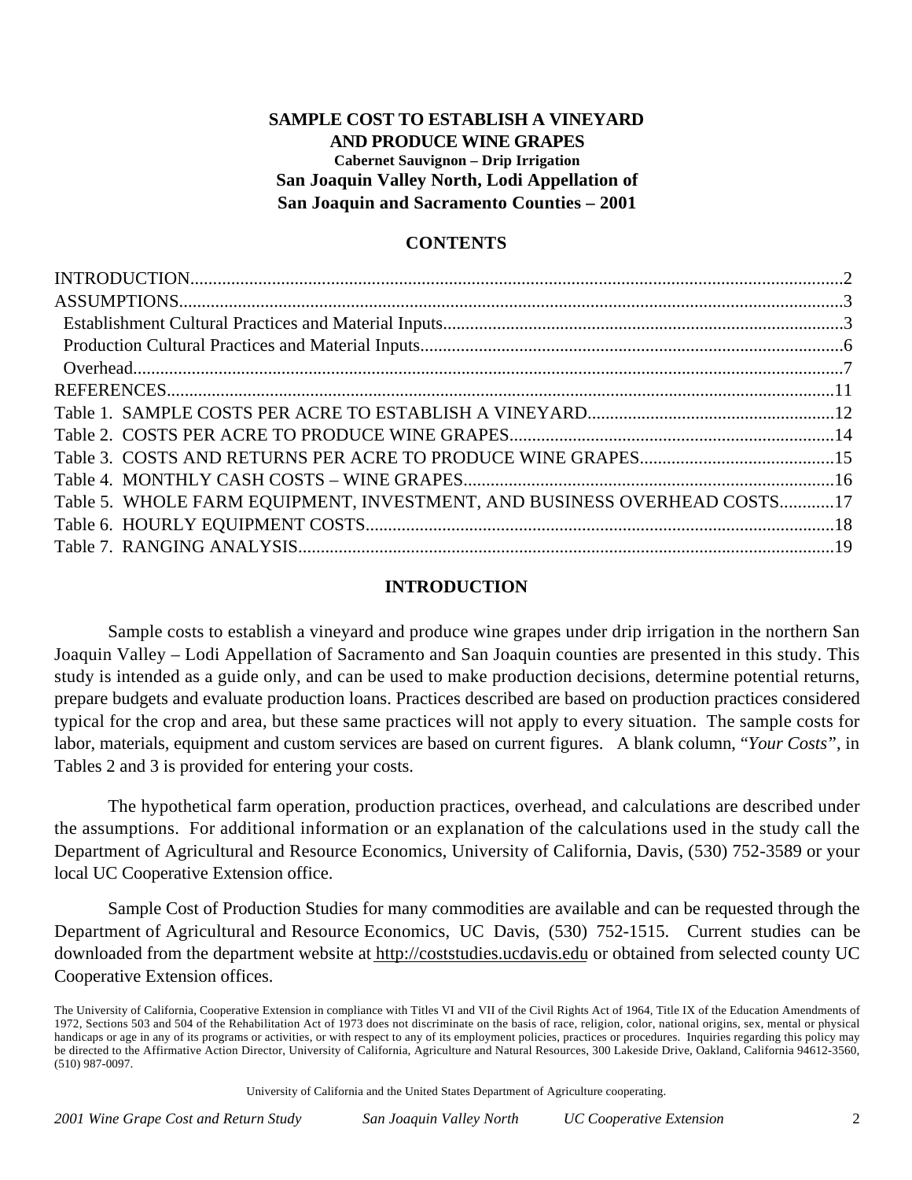# SAMPLE COST TO ESTABLISH A VINEYARD AND PRODUCE WINE GRAPES

### Cabernet Sauvignon – Drip Irrigation

## San Joaquin Valley North, Lodi Appellation of San Joaquin and Sacramento Counties – 2001

## CONTENTS

INTRODUCTION....................................................2
ASSUMPTIONS....................................................3
  Establishment Cultural Practices and Material Inputs....................................................3
  Production Cultural Practices and Material Inputs....................................................6
  Overhead....................................................7
REFERENCES....................................................11
Table 1. SAMPLE COSTS PER ACRE TO ESTABLISH A VINEYARD....................................................12
Table 2. COSTS PER ACRE TO PRODUCE WINE GRAPES....................................................14
Table 3. COSTS AND RETURNS PER ACRE TO PRODUCE WINE GRAPES....................................................15
Table 4. MONTHLY CASH COSTS – WINE GRAPES....................................................16
Table 5. WHOLE FARM EQUIPMENT, INVESTMENT, AND BUSINESS OVERHEAD COSTS............17
Table 6. HOURLY EQUIPMENT COSTS....................................................18
Table 7. RANGING ANALYSIS....................................................19

## INTRODUCTION

Sample costs to establish a vineyard and produce wine grapes under drip irrigation in the northern San Joaquin Valley – Lodi Appellation of Sacramento and San Joaquin counties are presented in this study. This study is intended as a guide only, and can be used to make production decisions, determine potential returns, prepare budgets and evaluate production loans. Practices described are based on production practices considered typical for the crop and area, but these same practices will not apply to every situation. The sample costs for labor, materials, equipment and custom services are based on current figures. A blank column, "*Your Costs*", in Tables 2 and 3 is provided for entering your costs.

The hypothetical farm operation, production practices, overhead, and calculations are described under the assumptions. For additional information or an explanation of the calculations used in the study call the Department of Agricultural and Resource Economics, University of California, Davis, (530) 752-3589 or your local UC Cooperative Extension office.

Sample Cost of Production Studies for many commodities are available and can be requested through the Department of Agricultural and Resource Economics, UC Davis, (530) 752-1515. Current studies can be downloaded from the department website at http://coststudies.ucdavis.edu or obtained from selected county UC Cooperative Extension offices.

The University of California, Cooperative Extension in compliance with Titles VI and VII of the Civil Rights Act of 1964, Title IX of the Education Amendments of 1972, Sections 503 and 504 of the Rehabilitation Act of 1973 does not discriminate on the basis of race, religion, color, national origins, sex, mental or physical handicaps or age in any of its programs or activities, or with respect to any of its employment policies, practices or procedures. Inquiries regarding this policy may be directed to the Affirmative Action Director, University of California, Agriculture and Natural Resources, 300 Lakeside Drive, Oakland, California 94612-3560, (510) 987-0097.

University of California and the United States Department of Agriculture cooperating.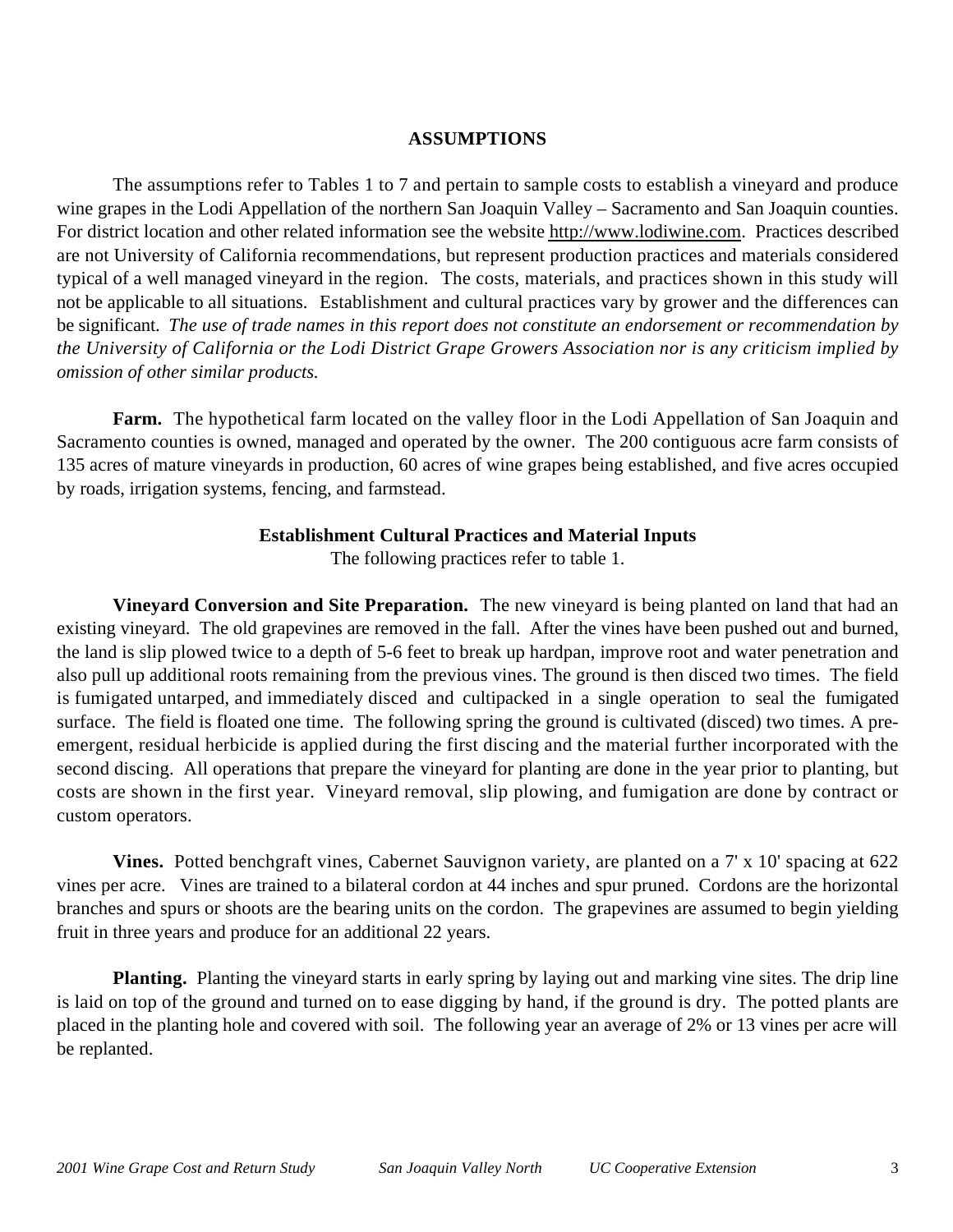## ASSUMPTIONS

The assumptions refer to Tables 1 to 7 and pertain to sample costs to establish a vineyard and produce wine grapes in the Lodi Appellation of the northern San Joaquin Valley – Sacramento and San Joaquin counties. For district location and other related information see the website http://www.lodiwine.com. Practices described are not University of California recommendations, but represent production practices and materials considered typical of a well managed vineyard in the region. The costs, materials, and practices shown in this study will not be applicable to all situations. Establishment and cultural practices vary by grower and the differences can be significant. *The use of trade names in this report does not constitute an endorsement or recommendation by the University of California or the Lodi District Grape Growers Association nor is any criticism implied by omission of other similar products.*

**Farm.** The hypothetical farm located on the valley floor in the Lodi Appellation of San Joaquin and Sacramento counties is owned, managed and operated by the owner. The 200 contiguous acre farm consists of 135 acres of mature vineyards in production, 60 acres of wine grapes being established, and five acres occupied by roads, irrigation systems, fencing, and farmstead.

### Establishment Cultural Practices and Material Inputs

The following practices refer to table 1.

**Vineyard Conversion and Site Preparation.** The new vineyard is being planted on land that had an existing vineyard. The old grapevines are removed in the fall. After the vines have been pushed out and burned, the land is slip plowed twice to a depth of 5-6 feet to break up hardpan, improve root and water penetration and also pull up additional roots remaining from the previous vines. The ground is then disced two times. The field is fumigated untarped, and immediately disced and cultipacked in a single operation to seal the fumigated surface. The field is floated one time. The following spring the ground is cultivated (disced) two times. A pre-emergent, residual herbicide is applied during the first discing and the material further incorporated with the second discing. All operations that prepare the vineyard for planting are done in the year prior to planting, but costs are shown in the first year. Vineyard removal, slip plowing, and fumigation are done by contract or custom operators.

**Vines.** Potted benchgraft vines, Cabernet Sauvignon variety, are planted on a 7' x 10' spacing at 622 vines per acre. Vines are trained to a bilateral cordon at 44 inches and spur pruned. Cordons are the horizontal branches and spurs or shoots are the bearing units on the cordon. The grapevines are assumed to begin yielding fruit in three years and produce for an additional 22 years.

**Planting.** Planting the vineyard starts in early spring by laying out and marking vine sites. The drip line is laid on top of the ground and turned on to ease digging by hand, if the ground is dry. The potted plants are placed in the planting hole and covered with soil. The following year an average of 2% or 13 vines per acre will be replanted.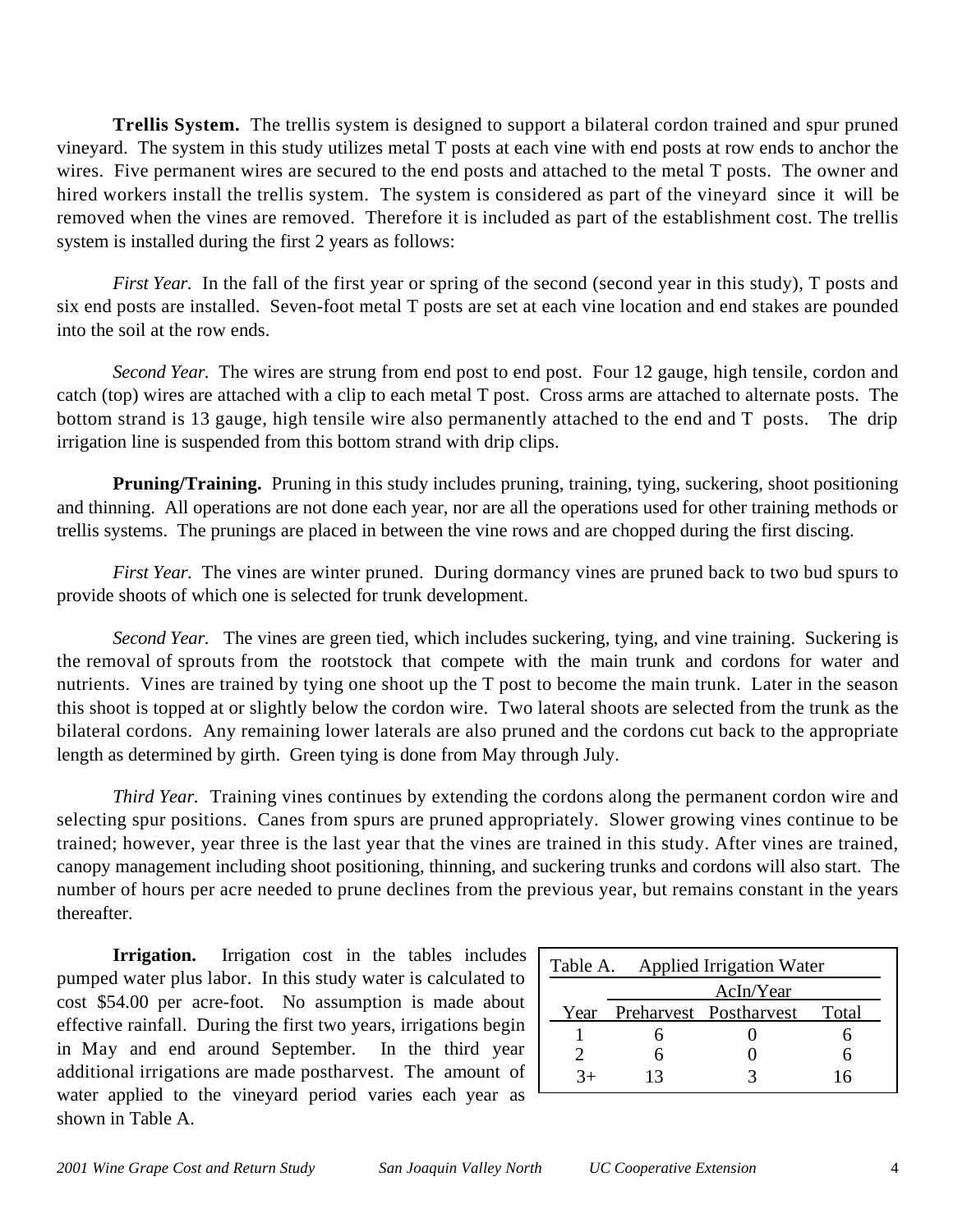**Trellis System.** The trellis system is designed to support a bilateral cordon trained and spur pruned vineyard. The system in this study utilizes metal T posts at each vine with end posts at row ends to anchor the wires. Five permanent wires are secured to the end posts and attached to the metal T posts. The owner and hired workers install the trellis system. The system is considered as part of the vineyard since it will be removed when the vines are removed. Therefore it is included as part of the establishment cost. The trellis system is installed during the first 2 years as follows:

*First Year.* In the fall of the first year or spring of the second (second year in this study), T posts and six end posts are installed. Seven-foot metal T posts are set at each vine location and end stakes are pounded into the soil at the row ends.

*Second Year.* The wires are strung from end post to end post. Four 12 gauge, high tensile, cordon and catch (top) wires are attached with a clip to each metal T post. Cross arms are attached to alternate posts. The bottom strand is 13 gauge, high tensile wire also permanently attached to the end and T posts. The drip irrigation line is suspended from this bottom strand with drip clips.

**Pruning/Training.** Pruning in this study includes pruning, training, tying, suckering, shoot positioning and thinning. All operations are not done each year, nor are all the operations used for other training methods or trellis systems. The prunings are placed in between the vine rows and are chopped during the first discing.

*First Year.* The vines are winter pruned. During dormancy vines are pruned back to two bud spurs to provide shoots of which one is selected for trunk development.

*Second Year.* The vines are green tied, which includes suckering, tying, and vine training. Suckering is the removal of sprouts from the rootstock that compete with the main trunk and cordons for water and nutrients. Vines are trained by tying one shoot up the T post to become the main trunk. Later in the season this shoot is topped at or slightly below the cordon wire. Two lateral shoots are selected from the trunk as the bilateral cordons. Any remaining lower laterals are also pruned and the cordons cut back to the appropriate length as determined by girth. Green tying is done from May through July.

*Third Year.* Training vines continues by extending the cordons along the permanent cordon wire and selecting spur positions. Canes from spurs are pruned appropriately. Slower growing vines continue to be trained; however, year three is the last year that the vines are trained in this study. After vines are trained, canopy management including shoot positioning, thinning, and suckering trunks and cordons will also start. The number of hours per acre needed to prune declines from the previous year, but remains constant in the years thereafter.

**Irrigation.** Irrigation cost in the tables includes pumped water plus labor. In this study water is calculated to cost $54.00 per acre-foot. No assumption is made about effective rainfall. During the first two years, irrigations begin in May and end around September. In the third year additional irrigations are made postharvest. The amount of water applied to the vineyard period varies each year as shown in Table A.

Table A. Applied Irrigation Water

| | AcIn/Year | | |
|---|---|---|---|
| Year | Preharvest | Postharvest | Total |
| 1 | 6 | 0 | 6 |
| 2 | 6 | 0 | 6 |
| 3+ | 13 | 3 | 16 |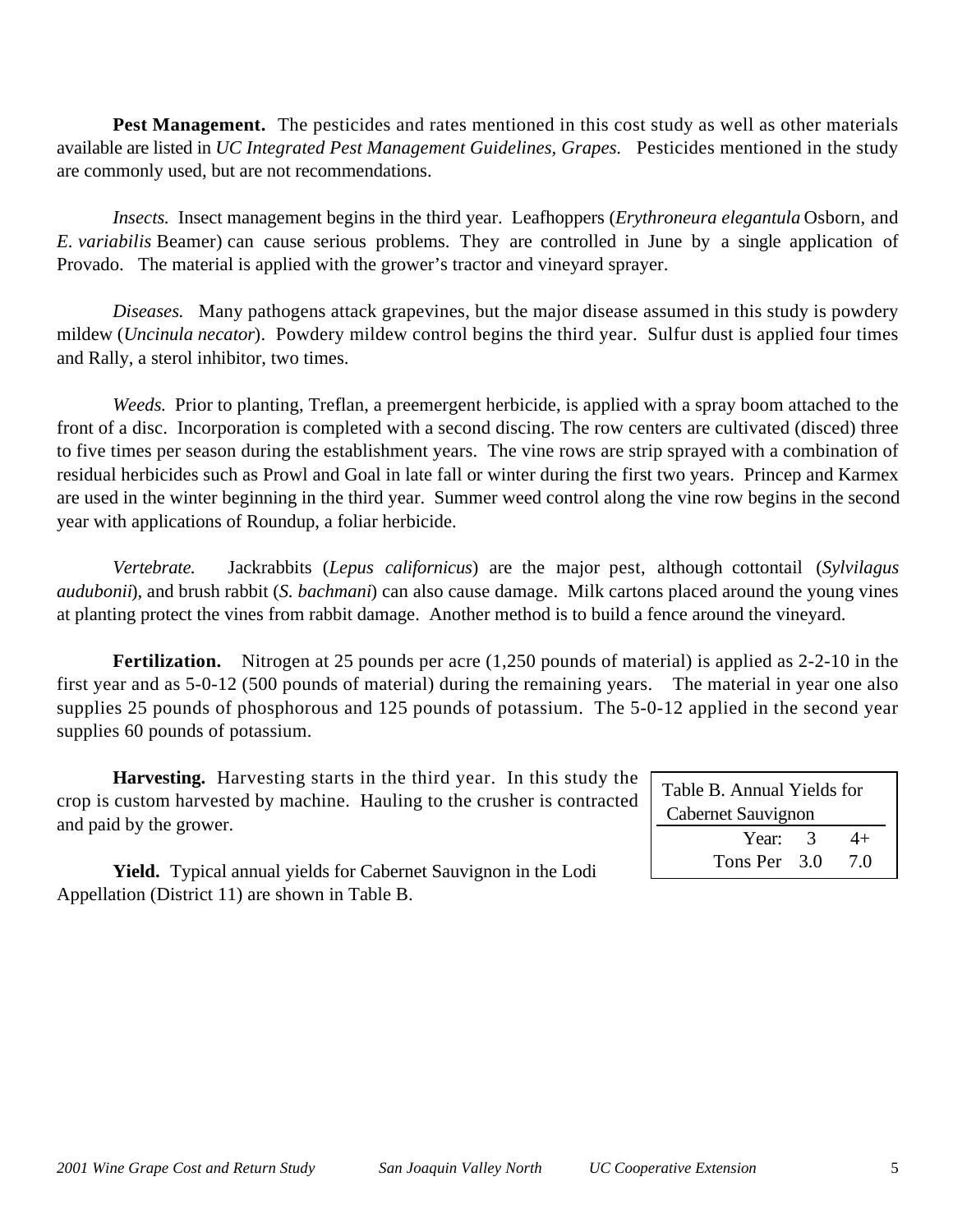**Pest Management.** The pesticides and rates mentioned in this cost study as well as other materials available are listed in *UC Integrated Pest Management Guidelines, Grapes.* Pesticides mentioned in the study are commonly used, but are not recommendations.

*Insects.* Insect management begins in the third year. Leafhoppers (*Erythroneura elegantula* Osborn, and *E. variabilis* Beamer) can cause serious problems. They are controlled in June by a single application of Provado. The material is applied with the grower's tractor and vineyard sprayer.

*Diseases.* Many pathogens attack grapevines, but the major disease assumed in this study is powdery mildew (*Uncinula necator*). Powdery mildew control begins the third year. Sulfur dust is applied four times and Rally, a sterol inhibitor, two times.

*Weeds.* Prior to planting, Treflan, a preemergent herbicide, is applied with a spray boom attached to the front of a disc. Incorporation is completed with a second discing. The row centers are cultivated (disced) three to five times per season during the establishment years. The vine rows are strip sprayed with a combination of residual herbicides such as Prowl and Goal in late fall or winter during the first two years. Princep and Karmex are used in the winter beginning in the third year. Summer weed control along the vine row begins in the second year with applications of Roundup, a foliar herbicide.

*Vertebrate.* Jackrabbits (*Lepus californicus*) are the major pest, although cottontail (*Sylvilagus audubonii*), and brush rabbit (*S. bachmani*) can also cause damage. Milk cartons placed around the young vines at planting protect the vines from rabbit damage. Another method is to build a fence around the vineyard.

**Fertilization.** Nitrogen at 25 pounds per acre (1,250 pounds of material) is applied as 2-2-10 in the first year and as 5-0-12 (500 pounds of material) during the remaining years. The material in year one also supplies 25 pounds of phosphorous and 125 pounds of potassium. The 5-0-12 applied in the second year supplies 60 pounds of potassium.

**Harvesting.** Harvesting starts in the third year. In this study the crop is custom harvested by machine. Hauling to the crusher is contracted and paid by the grower.

**Yield.** Typical annual yields for Cabernet Sauvignon in the Lodi Appellation (District 11) are shown in Table B.

Table B. Annual Yields for Cabernet Sauvignon

| Year: | 3 | 4+ |
|---|---|---|
| Tons Per | 3.0 | 7.0 |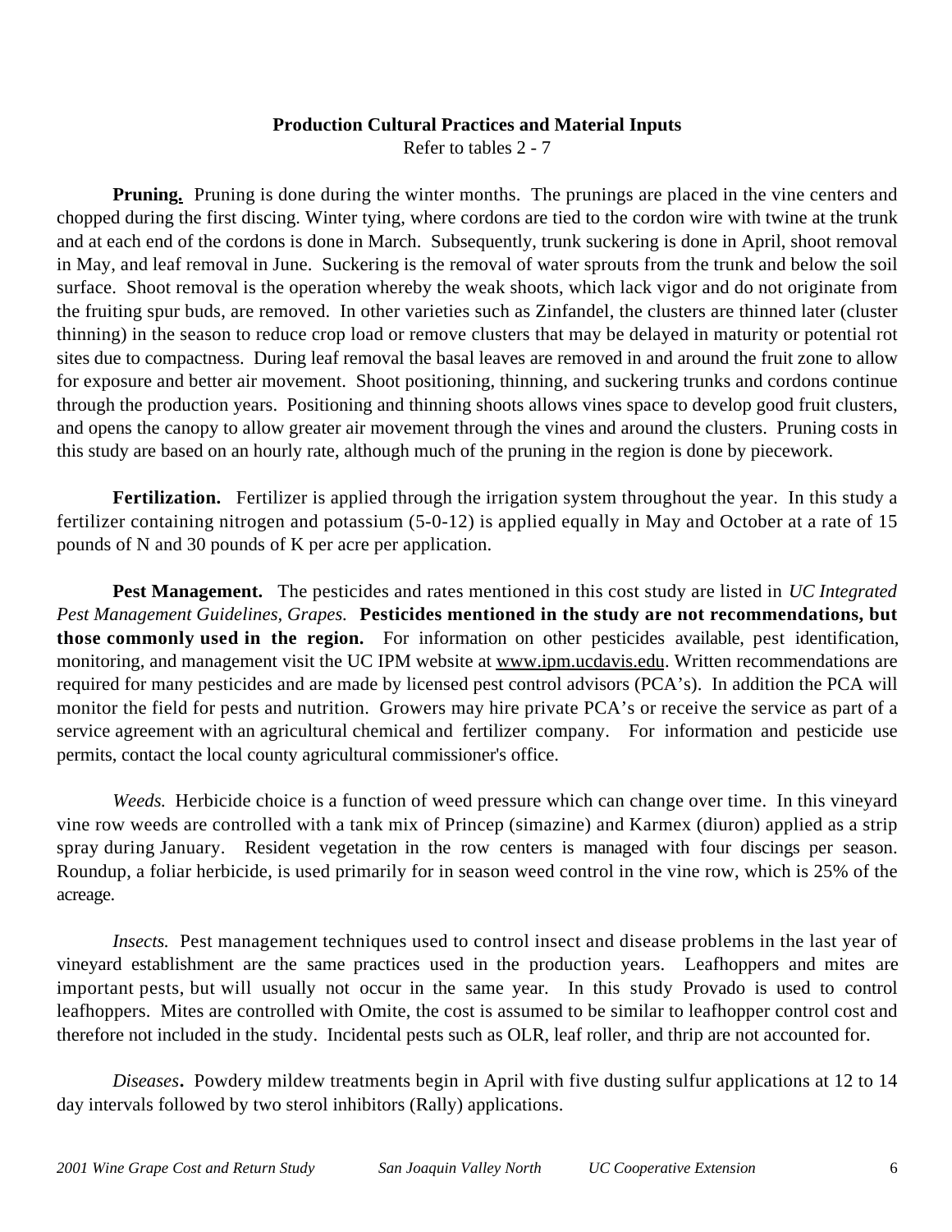## Production Cultural Practices and Material Inputs

Refer to tables 2 - 7

**Pruning.** Pruning is done during the winter months. The prunings are placed in the vine centers and chopped during the first discing. Winter tying, where cordons are tied to the cordon wire with twine at the trunk and at each end of the cordons is done in March. Subsequently, trunk suckering is done in April, shoot removal in May, and leaf removal in June. Suckering is the removal of water sprouts from the trunk and below the soil surface. Shoot removal is the operation whereby the weak shoots, which lack vigor and do not originate from the fruiting spur buds, are removed. In other varieties such as Zinfandel, the clusters are thinned later (cluster thinning) in the season to reduce crop load or remove clusters that may be delayed in maturity or potential rot sites due to compactness. During leaf removal the basal leaves are removed in and around the fruit zone to allow for exposure and better air movement. Shoot positioning, thinning, and suckering trunks and cordons continue through the production years. Positioning and thinning shoots allows vines space to develop good fruit clusters, and opens the canopy to allow greater air movement through the vines and around the clusters. Pruning costs in this study are based on an hourly rate, although much of the pruning in the region is done by piecework.

**Fertilization.** Fertilizer is applied through the irrigation system throughout the year. In this study a fertilizer containing nitrogen and potassium (5-0-12) is applied equally in May and October at a rate of 15 pounds of N and 30 pounds of K per acre per application.

**Pest Management.** The pesticides and rates mentioned in this cost study are listed in *UC Integrated Pest Management Guidelines, Grapes.* **Pesticides mentioned in the study are not recommendations, but those commonly used in the region.** For information on other pesticides available, pest identification, monitoring, and management visit the UC IPM website at www.ipm.ucdavis.edu. Written recommendations are required for many pesticides and are made by licensed pest control advisors (PCA's). In addition the PCA will monitor the field for pests and nutrition. Growers may hire private PCA's or receive the service as part of a service agreement with an agricultural chemical and fertilizer company. For information and pesticide use permits, contact the local county agricultural commissioner's office.

*Weeds.* Herbicide choice is a function of weed pressure which can change over time. In this vineyard vine row weeds are controlled with a tank mix of Princep (simazine) and Karmex (diuron) applied as a strip spray during January. Resident vegetation in the row centers is managed with four discings per season. Roundup, a foliar herbicide, is used primarily for in season weed control in the vine row, which is 25% of the acreage.

*Insects.* Pest management techniques used to control insect and disease problems in the last year of vineyard establishment are the same practices used in the production years. Leafhoppers and mites are important pests, but will usually not occur in the same year. In this study Provado is used to control leafhoppers. Mites are controlled with Omite, the cost is assumed to be similar to leafhopper control cost and therefore not included in the study. Incidental pests such as OLR, leaf roller, and thrip are not accounted for.

*Diseases***.** Powdery mildew treatments begin in April with five dusting sulfur applications at 12 to 14 day intervals followed by two sterol inhibitors (Rally) applications.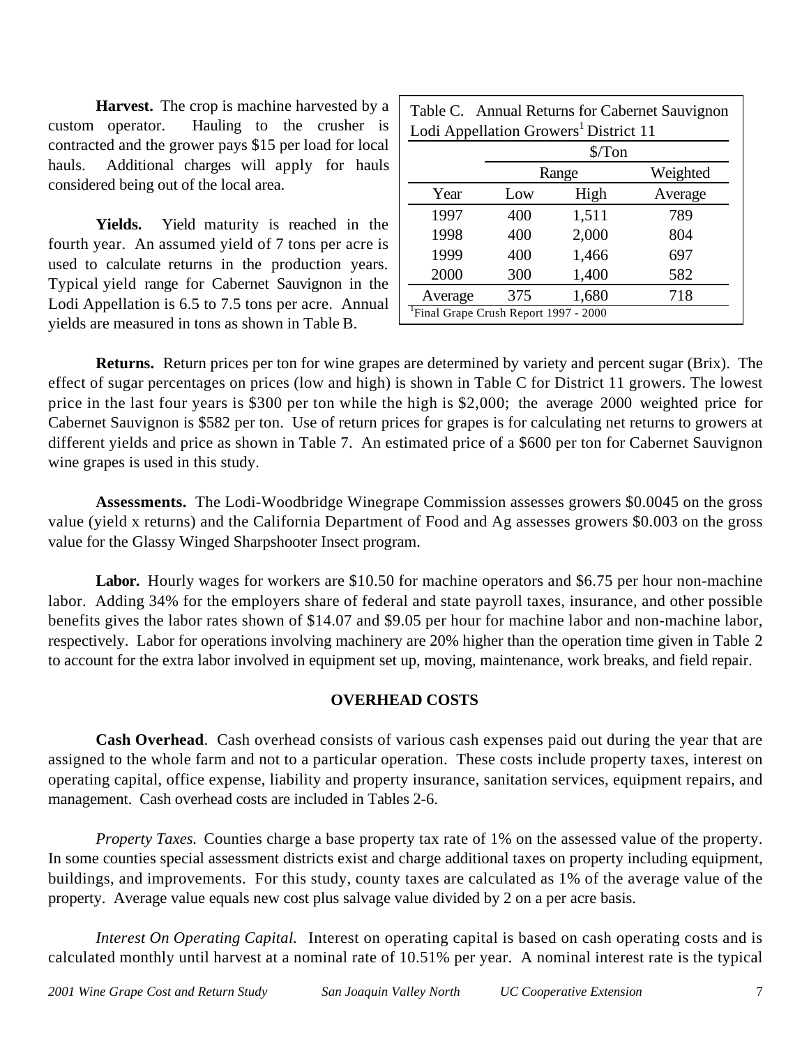**Harvest.** The crop is machine harvested by a custom operator. Hauling to the crusher is contracted and the grower pays $15 per load for local hauls. Additional charges will apply for hauls considered being out of the local area.

**Yields.** Yield maturity is reached in the fourth year. An assumed yield of 7 tons per acre is used to calculate returns in the production years. Typical yield range for Cabernet Sauvignon in the Lodi Appellation is 6.5 to 7.5 tons per acre. Annual yields are measured in tons as shown in Table B.

Table C. Annual Returns for Cabernet Sauvignon Lodi Appellation Growers[1] District 11

| | $/Ton | | |
|---|---|---|---|
| | Range | | Weighted |
| Year | Low | High | Average |
| 1997 | 400 | 1,511 | 789 |
| 1998 | 400 | 2,000 | 804 |
| 1999 | 400 | 1,466 | 697 |
| 2000 | 300 | 1,400 | 582 |
| Average | 375 | 1,680 | 718 |

[1]Final Grape Crush Report 1997 - 2000

**Returns.** Return prices per ton for wine grapes are determined by variety and percent sugar (Brix). The effect of sugar percentages on prices (low and high) is shown in Table C for District 11 growers. The lowest price in the last four years is $300 per ton while the high is $2,000; the average 2000 weighted price for Cabernet Sauvignon is $582 per ton. Use of return prices for grapes is for calculating net returns to growers at different yields and price as shown in Table 7. An estimated price of a $600 per ton for Cabernet Sauvignon wine grapes is used in this study.

**Assessments.** The Lodi-Woodbridge Winegrape Commission assesses growers $0.0045 on the gross value (yield x returns) and the California Department of Food and Ag assesses growers $0.003 on the gross value for the Glassy Winged Sharpshooter Insect program.

**Labor.** Hourly wages for workers are $10.50 for machine operators and $6.75 per hour non-machine labor. Adding 34% for the employers share of federal and state payroll taxes, insurance, and other possible benefits gives the labor rates shown of $14.07 and $9.05 per hour for machine labor and non-machine labor, respectively. Labor for operations involving machinery are 20% higher than the operation time given in Table 2 to account for the extra labor involved in equipment set up, moving, maintenance, work breaks, and field repair.

## OVERHEAD COSTS

**Cash Overhead**. Cash overhead consists of various cash expenses paid out during the year that are assigned to the whole farm and not to a particular operation. These costs include property taxes, interest on operating capital, office expense, liability and property insurance, sanitation services, equipment repairs, and management. Cash overhead costs are included in Tables 2-6.

*Property Taxes.* Counties charge a base property tax rate of 1% on the assessed value of the property. In some counties special assessment districts exist and charge additional taxes on property including equipment, buildings, and improvements. For this study, county taxes are calculated as 1% of the average value of the property. Average value equals new cost plus salvage value divided by 2 on a per acre basis.

*Interest On Operating Capital.* Interest on operating capital is based on cash operating costs and is calculated monthly until harvest at a nominal rate of 10.51% per year. A nominal interest rate is the typical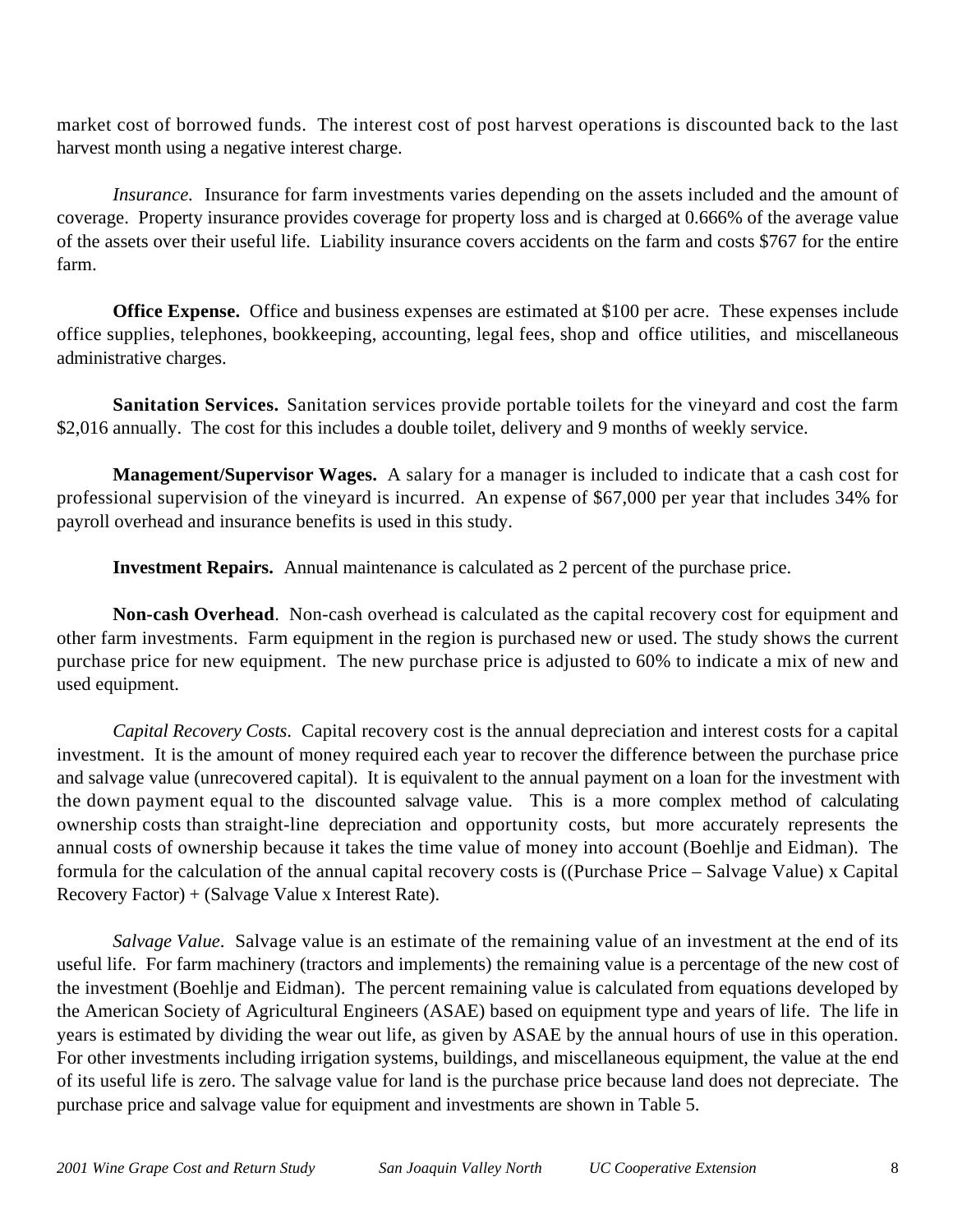market cost of borrowed funds. The interest cost of post harvest operations is discounted back to the last harvest month using a negative interest charge.

*Insurance.* Insurance for farm investments varies depending on the assets included and the amount of coverage. Property insurance provides coverage for property loss and is charged at 0.666% of the average value of the assets over their useful life. Liability insurance covers accidents on the farm and costs $767 for the entire farm.

**Office Expense.** Office and business expenses are estimated at $100 per acre. These expenses include office supplies, telephones, bookkeeping, accounting, legal fees, shop and office utilities, and miscellaneous administrative charges.

**Sanitation Services.** Sanitation services provide portable toilets for the vineyard and cost the farm $2,016 annually. The cost for this includes a double toilet, delivery and 9 months of weekly service.

**Management/Supervisor Wages.** A salary for a manager is included to indicate that a cash cost for professional supervision of the vineyard is incurred. An expense of $67,000 per year that includes 34% for payroll overhead and insurance benefits is used in this study.

**Investment Repairs.** Annual maintenance is calculated as 2 percent of the purchase price.

**Non-cash Overhead**. Non-cash overhead is calculated as the capital recovery cost for equipment and other farm investments. Farm equipment in the region is purchased new or used. The study shows the current purchase price for new equipment. The new purchase price is adjusted to 60% to indicate a mix of new and used equipment.

*Capital Recovery Costs.* Capital recovery cost is the annual depreciation and interest costs for a capital investment. It is the amount of money required each year to recover the difference between the purchase price and salvage value (unrecovered capital). It is equivalent to the annual payment on a loan for the investment with the down payment equal to the discounted salvage value. This is a more complex method of calculating ownership costs than straight-line depreciation and opportunity costs, but more accurately represents the annual costs of ownership because it takes the time value of money into account (Boehlje and Eidman). The formula for the calculation of the annual capital recovery costs is ((Purchase Price – Salvage Value) x Capital Recovery Factor) + (Salvage Value x Interest Rate).

*Salvage Value.* Salvage value is an estimate of the remaining value of an investment at the end of its useful life. For farm machinery (tractors and implements) the remaining value is a percentage of the new cost of the investment (Boehlje and Eidman). The percent remaining value is calculated from equations developed by the American Society of Agricultural Engineers (ASAE) based on equipment type and years of life. The life in years is estimated by dividing the wear out life, as given by ASAE by the annual hours of use in this operation. For other investments including irrigation systems, buildings, and miscellaneous equipment, the value at the end of its useful life is zero. The salvage value for land is the purchase price because land does not depreciate. The purchase price and salvage value for equipment and investments are shown in Table 5.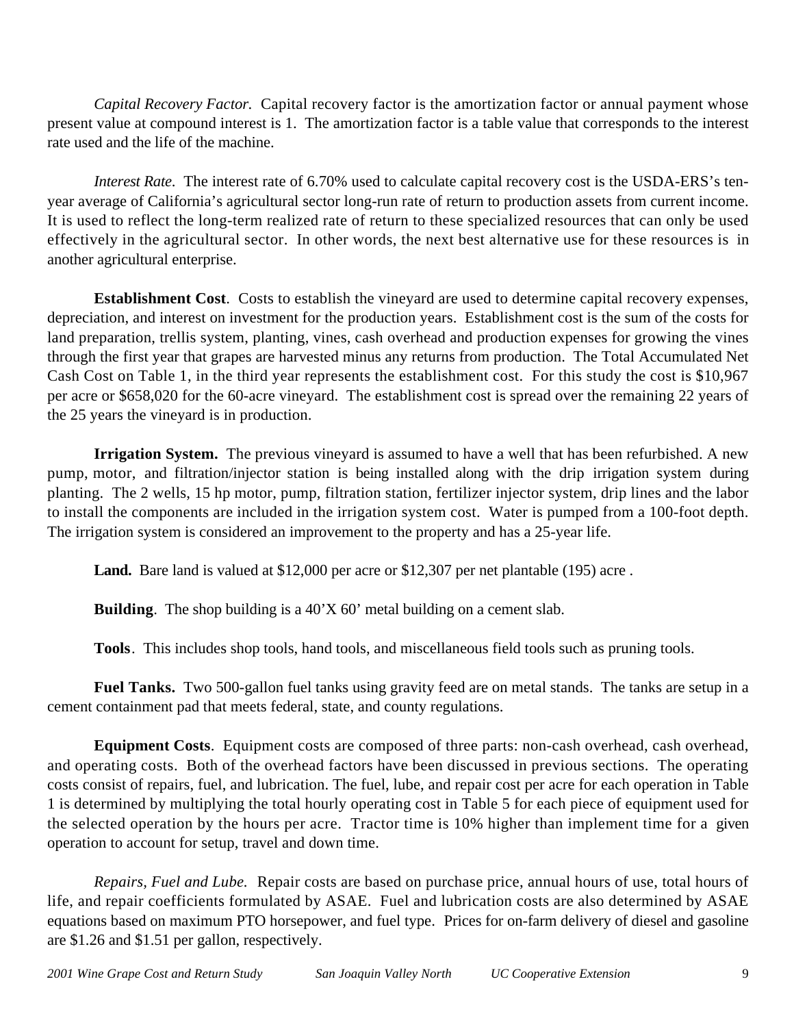*Capital Recovery Factor.* Capital recovery factor is the amortization factor or annual payment whose present value at compound interest is 1. The amortization factor is a table value that corresponds to the interest rate used and the life of the machine.

*Interest Rate.* The interest rate of 6.70% used to calculate capital recovery cost is the USDA-ERS's ten-year average of California's agricultural sector long-run rate of return to production assets from current income. It is used to reflect the long-term realized rate of return to these specialized resources that can only be used effectively in the agricultural sector. In other words, the next best alternative use for these resources is in another agricultural enterprise.

**Establishment Cost**. Costs to establish the vineyard are used to determine capital recovery expenses, depreciation, and interest on investment for the production years. Establishment cost is the sum of the costs for land preparation, trellis system, planting, vines, cash overhead and production expenses for growing the vines through the first year that grapes are harvested minus any returns from production. The Total Accumulated Net Cash Cost on Table 1, in the third year represents the establishment cost. For this study the cost is $10,967 per acre or $658,020 for the 60-acre vineyard. The establishment cost is spread over the remaining 22 years of the 25 years the vineyard is in production.

**Irrigation System.** The previous vineyard is assumed to have a well that has been refurbished. A new pump, motor, and filtration/injector station is being installed along with the drip irrigation system during planting. The 2 wells, 15 hp motor, pump, filtration station, fertilizer injector system, drip lines and the labor to install the components are included in the irrigation system cost. Water is pumped from a 100-foot depth. The irrigation system is considered an improvement to the property and has a 25-year life.

**Land.** Bare land is valued at $12,000 per acre or $12,307 per net plantable (195) acre .

**Building**. The shop building is a 40'X 60' metal building on a cement slab.

**Tools**. This includes shop tools, hand tools, and miscellaneous field tools such as pruning tools.

**Fuel Tanks.** Two 500-gallon fuel tanks using gravity feed are on metal stands. The tanks are setup in a cement containment pad that meets federal, state, and county regulations.

**Equipment Costs**. Equipment costs are composed of three parts: non-cash overhead, cash overhead, and operating costs. Both of the overhead factors have been discussed in previous sections. The operating costs consist of repairs, fuel, and lubrication. The fuel, lube, and repair cost per acre for each operation in Table 1 is determined by multiplying the total hourly operating cost in Table 5 for each piece of equipment used for the selected operation by the hours per acre. Tractor time is 10% higher than implement time for a given operation to account for setup, travel and down time.

*Repairs, Fuel and Lube.* Repair costs are based on purchase price, annual hours of use, total hours of life, and repair coefficients formulated by ASAE. Fuel and lubrication costs are also determined by ASAE equations based on maximum PTO horsepower, and fuel type. Prices for on-farm delivery of diesel and gasoline are $1.26 and $1.51 per gallon, respectively.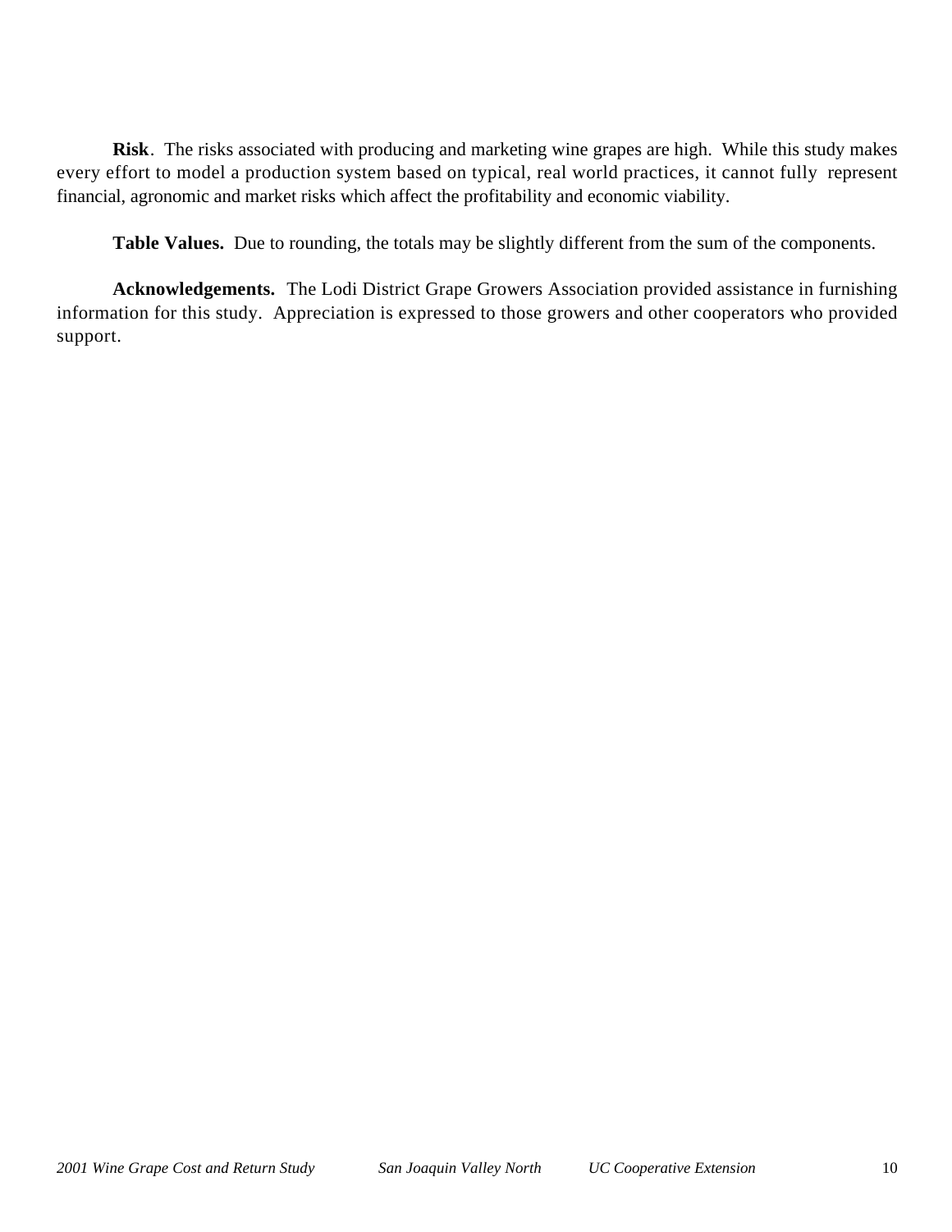**Risk**. The risks associated with producing and marketing wine grapes are high. While this study makes every effort to model a production system based on typical, real world practices, it cannot fully represent financial, agronomic and market risks which affect the profitability and economic viability.

**Table Values.** Due to rounding, the totals may be slightly different from the sum of the components.

**Acknowledgements.** The Lodi District Grape Growers Association provided assistance in furnishing information for this study. Appreciation is expressed to those growers and other cooperators who provided support.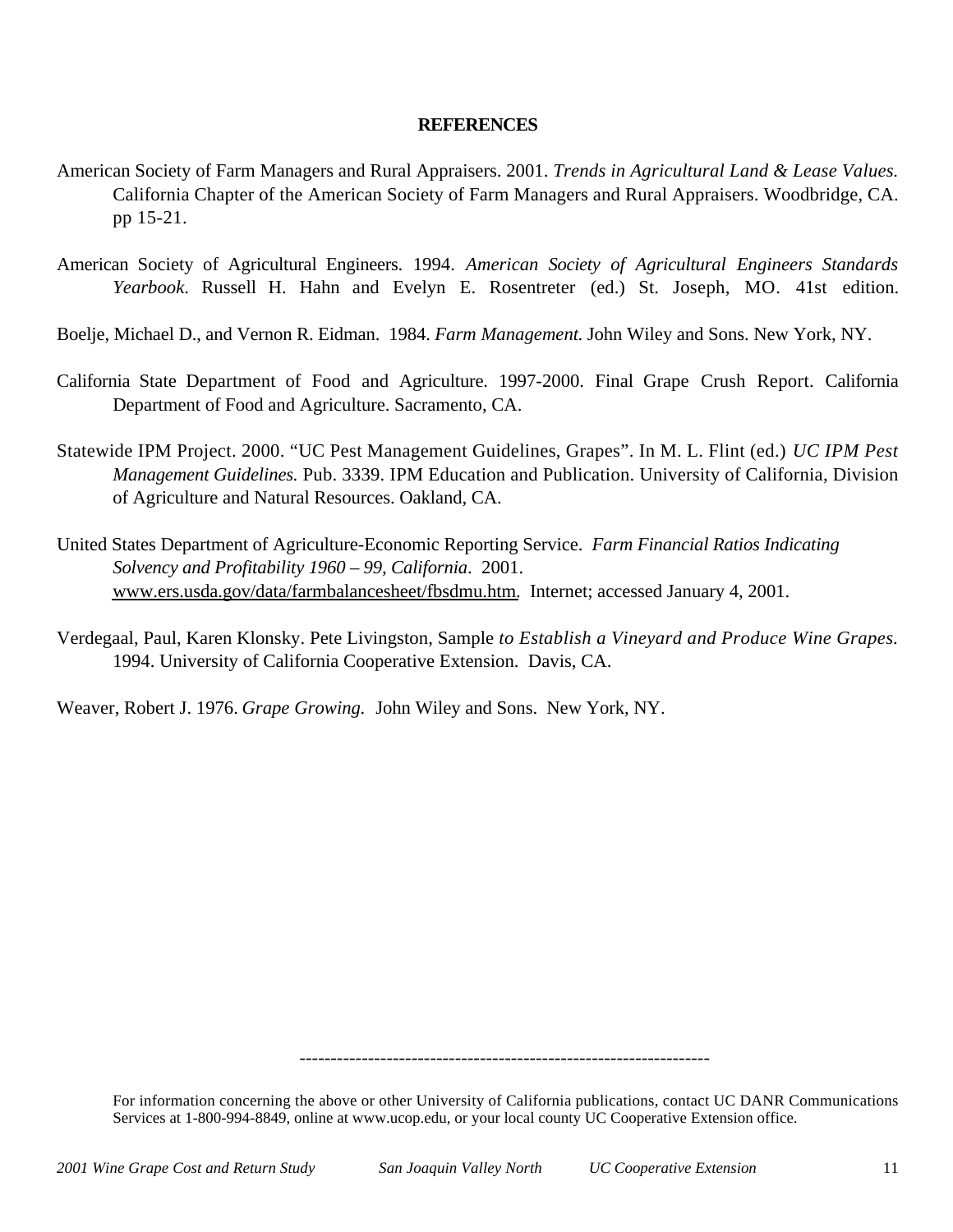## REFERENCES

American Society of Farm Managers and Rural Appraisers. 2001. *Trends in Agricultural Land & Lease Values.* California Chapter of the American Society of Farm Managers and Rural Appraisers. Woodbridge, CA. pp 15-21.

American Society of Agricultural Engineers. 1994. *American Society of Agricultural Engineers Standards Yearbook*. Russell H. Hahn and Evelyn E. Rosentreter (ed.) St. Joseph, MO. 41st edition.

Boelje, Michael D., and Vernon R. Eidman. 1984. *Farm Management.* John Wiley and Sons. New York, NY.

California State Department of Food and Agriculture. 1997-2000. Final Grape Crush Report. California Department of Food and Agriculture. Sacramento, CA.

Statewide IPM Project. 2000. "UC Pest Management Guidelines, Grapes". In M. L. Flint (ed.) *UC IPM Pest Management Guidelines.* Pub. 3339. IPM Education and Publication. University of California, Division of Agriculture and Natural Resources. Oakland, CA.

United States Department of Agriculture-Economic Reporting Service. *Farm Financial Ratios Indicating Solvency and Profitability 1960 – 99, California*. 2001. www.ers.usda.gov/data/farmbalancesheet/fbsdmu.htm. Internet; accessed January 4, 2001.

Verdegaal, Paul, Karen Klonsky. Pete Livingston, Sample *to Establish a Vineyard and Produce Wine Grapes*. 1994. University of California Cooperative Extension. Davis, CA.

Weaver, Robert J. 1976. *Grape Growing.* John Wiley and Sons. New York, NY.

---

For information concerning the above or other University of California publications, contact UC DANR Communications Services at 1-800-994-8849, online at www.ucop.edu, or your local county UC Cooperative Extension office.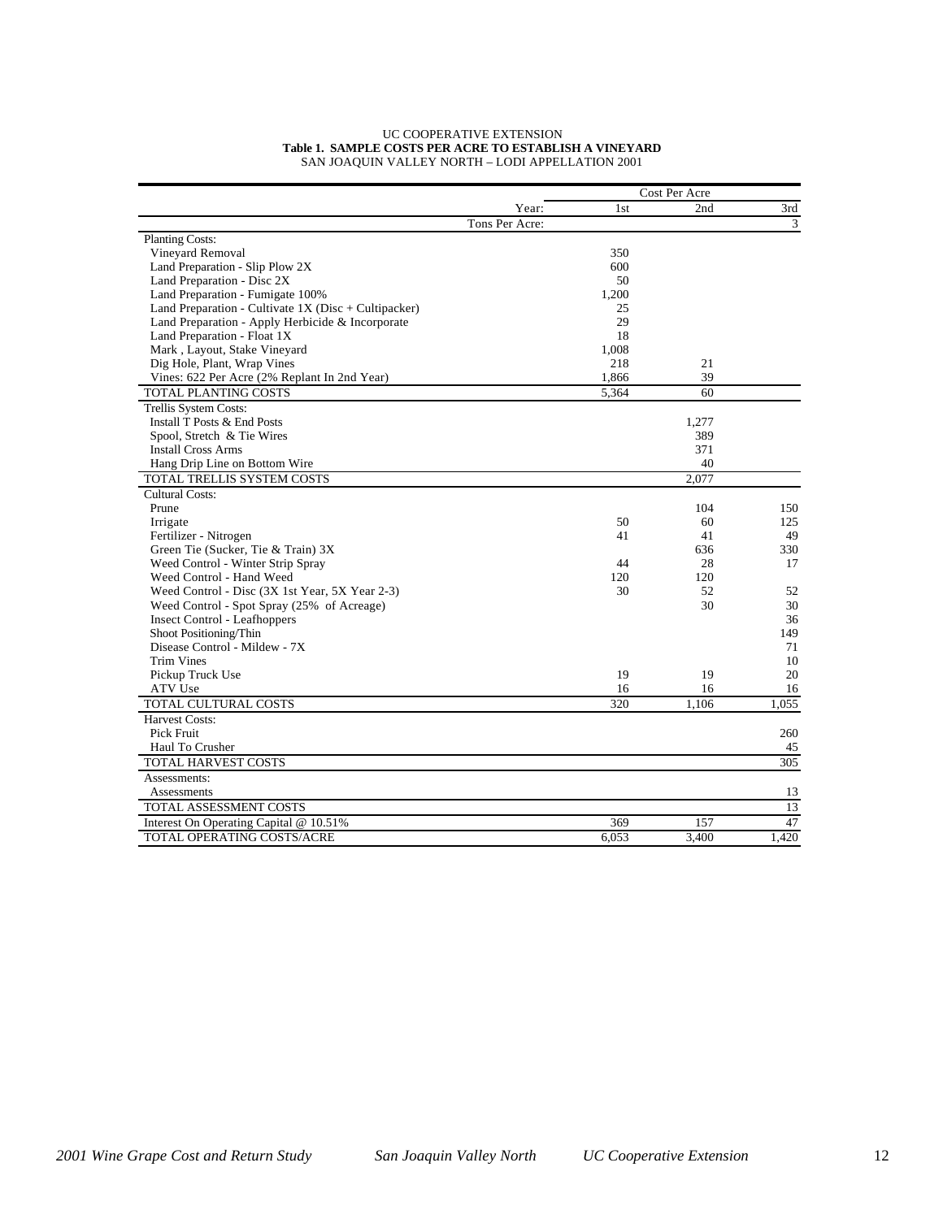UC COOPERATIVE EXTENSION

**Table 1. SAMPLE COSTS PER ACRE TO ESTABLISH A VINEYARD**

SAN JOAQUIN VALLEY NORTH – LODI APPELLATION 2001

| | Cost Per Acre | | |
|---|---|---|---|
| Year: | 1st | 2nd | 3rd |
| Tons Per Acre: | | | 3 |
| Planting Costs: | | | |
| Vineyard Removal | 350 | | |
| Land Preparation - Slip Plow 2X | 600 | | |
| Land Preparation - Disc 2X | 50 | | |
| Land Preparation - Fumigate 100% | 1,200 | | |
| Land Preparation - Cultivate 1X (Disc + Cultipacker) | 25 | | |
| Land Preparation - Apply Herbicide & Incorporate | 29 | | |
| Land Preparation - Float 1X | 18 | | |
| Mark , Layout, Stake Vineyard | 1,008 | | |
| Dig Hole, Plant, Wrap Vines | 218 | 21 | |
| Vines: 622 Per Acre (2% Replant In 2nd Year) | 1,866 | 39 | |
| TOTAL PLANTING COSTS | 5,364 | 60 | |
| Trellis System Costs: | | | |
| Install T Posts & End Posts | | 1,277 | |
| Spool, Stretch & Tie Wires | | 389 | |
| Install Cross Arms | | 371 | |
| Hang Drip Line on Bottom Wire | | 40 | |
| TOTAL TRELLIS SYSTEM COSTS | | 2,077 | |
| Cultural Costs: | | | |
| Prune | | 104 | 150 |
| Irrigate | 50 | 60 | 125 |
| Fertilizer - Nitrogen | 41 | 41 | 49 |
| Green Tie (Sucker, Tie & Train) 3X | | 636 | 330 |
| Weed Control - Winter Strip Spray | 44 | 28 | 17 |
| Weed Control - Hand Weed | 120 | 120 | |
| Weed Control - Disc (3X 1st Year, 5X Year 2-3) | 30 | 52 | 52 |
| Weed Control - Spot Spray (25% of Acreage) | | 30 | 30 |
| Insect Control - Leafhoppers | | | 36 |
| Shoot Positioning/Thin | | | 149 |
| Disease Control - Mildew - 7X | | | 71 |
| Trim Vines | | | 10 |
| Pickup Truck Use | 19 | 19 | 20 |
| ATV Use | 16 | 16 | 16 |
| TOTAL CULTURAL COSTS | 320 | 1,106 | 1,055 |
| Harvest Costs: | | | |
| Pick Fruit | | | 260 |
| Haul To Crusher | | | 45 |
| TOTAL HARVEST COSTS | | | 305 |
| Assessments: | | | |
| Assessments | | | 13 |
| TOTAL ASSESSMENT COSTS | | | 13 |
| Interest On Operating Capital @ 10.51% | 369 | 157 | 47 |
| TOTAL OPERATING COSTS/ACRE | 6,053 | 3,400 | 1,420 |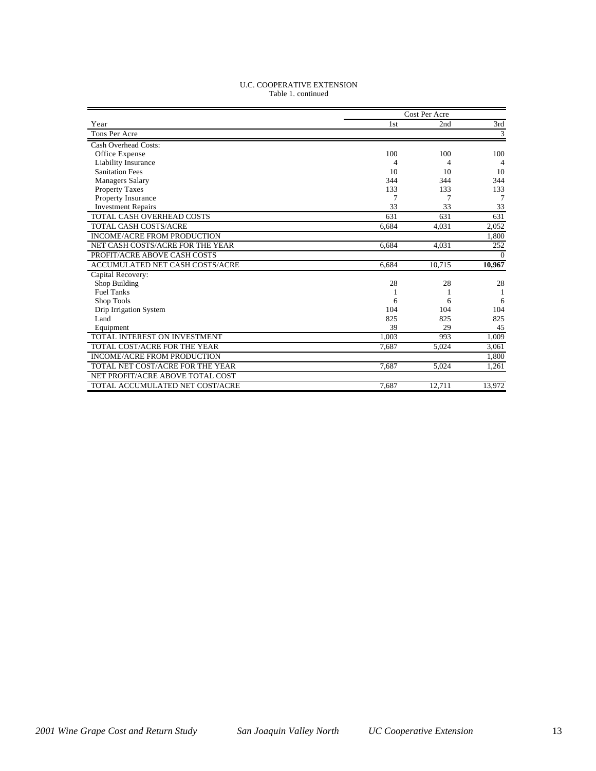U.C. COOPERATIVE EXTENSION

Table 1. continued

| | Cost Per Acre | | |
|---|---|---|---|
| Year | 1st | 2nd | 3rd |
| Tons Per Acre | | | 3 |
| Cash Overhead Costs: | | | |
| Office Expense | 100 | 100 | 100 |
| Liability Insurance | 4 | 4 | 4 |
| Sanitation Fees | 10 | 10 | 10 |
| Managers Salary | 344 | 344 | 344 |
| Property Taxes | 133 | 133 | 133 |
| Property Insurance | 7 | 7 | 7 |
| Investment Repairs | 33 | 33 | 33 |
| TOTAL CASH OVERHEAD COSTS | 631 | 631 | 631 |
| TOTAL CASH COSTS/ACRE | 6,684 | 4,031 | 2,052 |
| INCOME/ACRE FROM PRODUCTION | | | 1,800 |
| NET CASH COSTS/ACRE FOR THE YEAR | 6,684 | 4,031 | 252 |
| PROFIT/ACRE ABOVE CASH COSTS | | | 0 |
| ACCUMULATED NET CASH COSTS/ACRE | 6,684 | 10,715 | **10,967** |
| Capital Recovery: | | | |
| Shop Building | 28 | 28 | 28 |
| Fuel Tanks | 1 | 1 | 1 |
| Shop Tools | 6 | 6 | 6 |
| Drip Irrigation System | 104 | 104 | 104 |
| Land | 825 | 825 | 825 |
| Equipment | 39 | 29 | 45 |
| TOTAL INTEREST ON INVESTMENT | 1,003 | 993 | 1,009 |
| TOTAL COST/ACRE FOR THE YEAR | 7,687 | 5,024 | 3,061 |
| INCOME/ACRE FROM PRODUCTION | | | 1,800 |
| TOTAL NET COST/ACRE FOR THE YEAR | 7,687 | 5,024 | 1,261 |
| NET PROFIT/ACRE ABOVE TOTAL COST | | | |
| TOTAL ACCUMULATED NET COST/ACRE | 7,687 | 12,711 | 13,972 |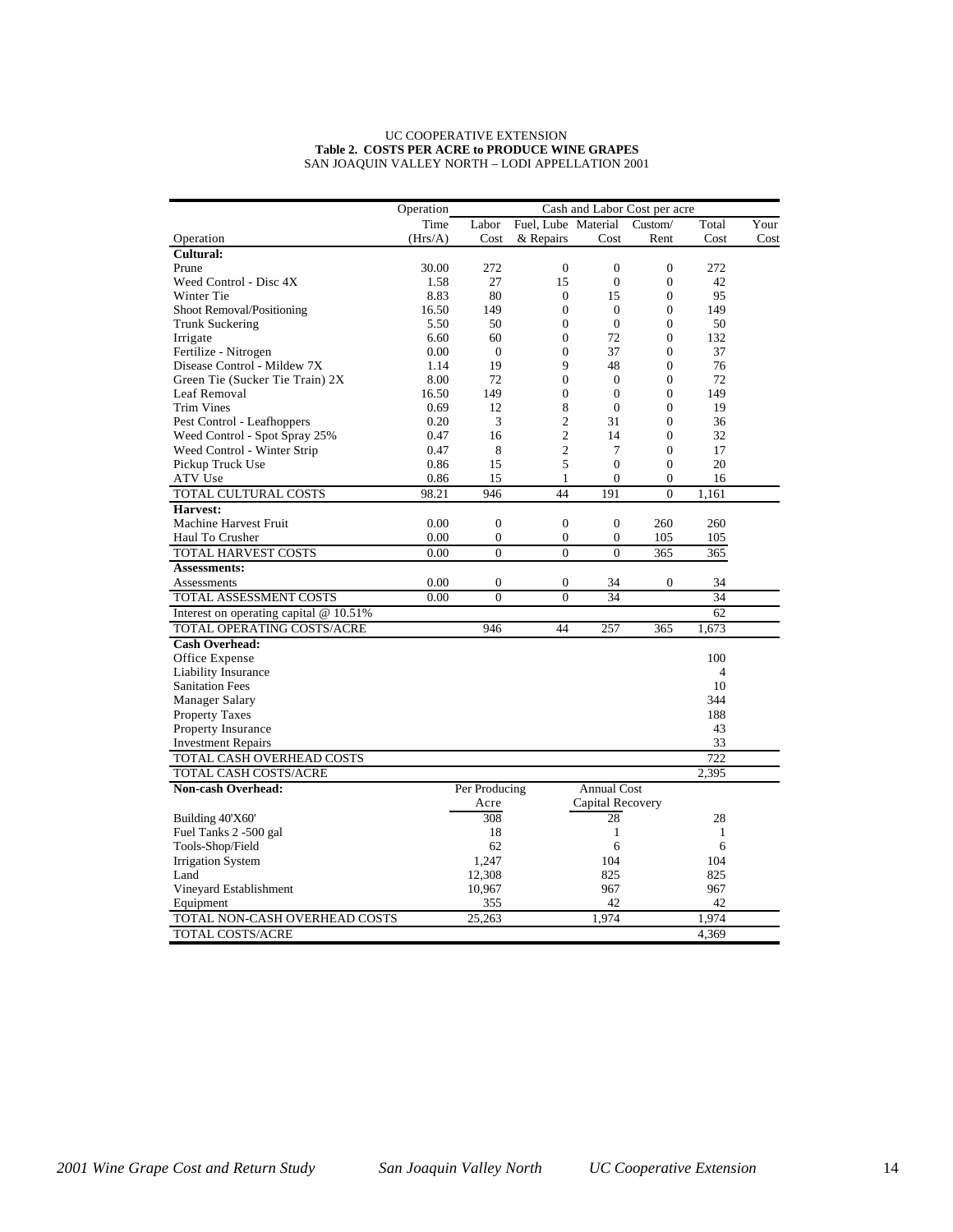UC COOPERATIVE EXTENSION
**Table 2. COSTS PER ACRE to PRODUCE WINE GRAPES**
SAN JOAQUIN VALLEY NORTH – LODI APPELLATION 2001

| | Operation | Cash and Labor Cost per acre | | | | | |
|---|---|---|---|---|---|---|---|
| Operation | Time (Hrs/A) | Labor Cost | Fuel, Lube & Repairs | Material Cost | Custom/ Rent | Total Cost | Your Cost |
| **Cultural:** | | | | | | | |
| Prune | 30.00 | 272 | 0 | 0 | 0 | 272 | |
| Weed Control - Disc 4X | 1.58 | 27 | 15 | 0 | 0 | 42 | |
| Winter Tie | 8.83 | 80 | 0 | 15 | 0 | 95 | |
| Shoot Removal/Positioning | 16.50 | 149 | 0 | 0 | 0 | 149 | |
| Trunk Suckering | 5.50 | 50 | 0 | 0 | 0 | 50 | |
| Irrigate | 6.60 | 60 | 0 | 72 | 0 | 132 | |
| Fertilize - Nitrogen | 0.00 | 0 | 0 | 37 | 0 | 37 | |
| Disease Control - Mildew 7X | 1.14 | 19 | 9 | 48 | 0 | 76 | |
| Green Tie (Sucker Tie Train) 2X | 8.00 | 72 | 0 | 0 | 0 | 72 | |
| Leaf Removal | 16.50 | 149 | 0 | 0 | 0 | 149 | |
| Trim Vines | 0.69 | 12 | 8 | 0 | 0 | 19 | |
| Pest Control - Leafhoppers | 0.20 | 3 | 2 | 31 | 0 | 36 | |
| Weed Control - Spot Spray 25% | 0.47 | 16 | 2 | 14 | 0 | 32 | |
| Weed Control - Winter Strip | 0.47 | 8 | 2 | 7 | 0 | 17 | |
| Pickup Truck Use | 0.86 | 15 | 5 | 0 | 0 | 20 | |
| ATV Use | 0.86 | 15 | 1 | 0 | 0 | 16 | |
| TOTAL CULTURAL COSTS | 98.21 | 946 | 44 | 191 | 0 | 1,161 | |
| **Harvest:** | | | | | | | |
| Machine Harvest Fruit | 0.00 | 0 | 0 | 0 | 260 | 260 | |
| Haul To Crusher | 0.00 | 0 | 0 | 0 | 105 | 105 | |
| TOTAL HARVEST COSTS | 0.00 | 0 | 0 | 0 | 365 | 365 | |
| **Assessments:** | | | | | | | |
| Assessments | 0.00 | 0 | 0 | 34 | 0 | 34 | |
| TOTAL ASSESSMENT COSTS | 0.00 | 0 | 0 | 34 | | 34 | |
| Interest on operating capital @ 10.51% | | | | | | 62 | |
| TOTAL OPERATING COSTS/ACRE | | 946 | 44 | 257 | 365 | 1,673 | |
| **Cash Overhead:** | | | | | | | |
| Office Expense | | | | | | 100 | |
| Liability Insurance | | | | | | 4 | |
| Sanitation Fees | | | | | | 10 | |
| Manager Salary | | | | | | 344 | |
| Property Taxes | | | | | | 188 | |
| Property Insurance | | | | | | 43 | |
| Investment Repairs | | | | | | 33 | |
| TOTAL CASH OVERHEAD COSTS | | | | | | 722 | |
| TOTAL CASH COSTS/ACRE | | | | | | 2,395 | |
| **Non-cash Overhead:** | | Per Producing Acre | | Annual Cost Capital Recovery | | | |
| Building 40'X60' | | 308 | | 28 | | 28 | |
| Fuel Tanks 2 -500 gal | | 18 | | 1 | | 1 | |
| Tools-Shop/Field | | 62 | | 6 | | 6 | |
| Irrigation System | | 1,247 | | 104 | | 104 | |
| Land | | 12,308 | | 825 | | 825 | |
| Vineyard Establishment | | 10,967 | | 967 | | 967 | |
| Equipment | | 355 | | 42 | | 42 | |
| TOTAL NON-CASH OVERHEAD COSTS | | 25,263 | | 1,974 | | 1,974 | |
| TOTAL COSTS/ACRE | | | | | | 4,369 | |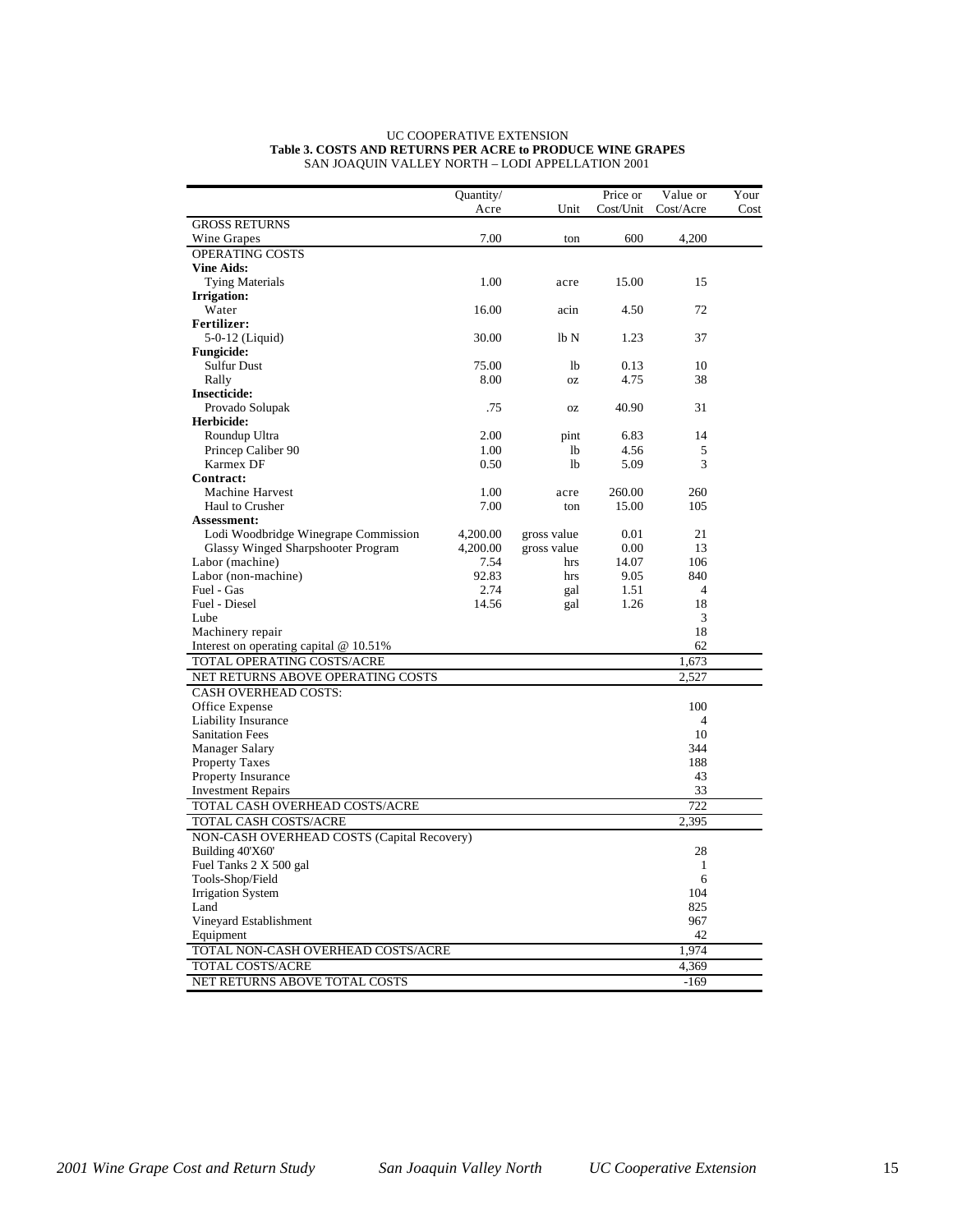UC COOPERATIVE EXTENSION

**Table 3. COSTS AND RETURNS PER ACRE to PRODUCE WINE GRAPES**

SAN JOAQUIN VALLEY NORTH – LODI APPELLATION 2001

| | Quantity/ Acre | Unit | Price or Cost/Unit | Value or Cost/Acre | Your Cost |
|---|---|---|---|---|---|
| GROSS RETURNS | | | | | |
| Wine Grapes | 7.00 | ton | 600 | 4,200 | |
| OPERATING COSTS | | | | | |
| **Vine Aids:** | | | | | |
| Tying Materials | 1.00 | acre | 15.00 | 15 | |
| **Irrigation:** | | | | | |
| Water | 16.00 | acin | 4.50 | 72 | |
| **Fertilizer:** | | | | | |
| 5-0-12 (Liquid) | 30.00 | lb N | 1.23 | 37 | |
| **Fungicide:** | | | | | |
| Sulfur Dust | 75.00 | lb | 0.13 | 10 | |
| Rally | 8.00 | oz | 4.75 | 38 | |
| **Insecticide:** | | | | | |
| Provado Solupak | .75 | oz | 40.90 | 31 | |
| **Herbicide:** | | | | | |
| Roundup Ultra | 2.00 | pint | 6.83 | 14 | |
| Princep Caliber 90 | 1.00 | lb | 4.56 | 5 | |
| Karmex DF | 0.50 | lb | 5.09 | 3 | |
| **Contract:** | | | | | |
| Machine Harvest | 1.00 | acre | 260.00 | 260 | |
| Haul to Crusher | 7.00 | ton | 15.00 | 105 | |
| **Assessment:** | | | | | |
| Lodi Woodbridge Winegrape Commission | 4,200.00 | gross value | 0.01 | 21 | |
| Glassy Winged Sharpshooter Program | 4,200.00 | gross value | 0.00 | 13 | |
| Labor (machine) | 7.54 | hrs | 14.07 | 106 | |
| Labor (non-machine) | 92.83 | hrs | 9.05 | 840 | |
| Fuel - Gas | 2.74 | gal | 1.51 | 4 | |
| Fuel - Diesel | 14.56 | gal | 1.26 | 18 | |
| Lube | | | | 3 | |
| Machinery repair | | | | 18 | |
| Interest on operating capital @ 10.51% | | | | 62 | |
| TOTAL OPERATING COSTS/ACRE | | | | 1,673 | |
| NET RETURNS ABOVE OPERATING COSTS | | | | 2,527 | |
| CASH OVERHEAD COSTS: | | | | | |
| Office Expense | | | | 100 | |
| Liability Insurance | | | | 4 | |
| Sanitation Fees | | | | 10 | |
| Manager Salary | | | | 344 | |
| Property Taxes | | | | 188 | |
| Property Insurance | | | | 43 | |
| Investment Repairs | | | | 33 | |
| TOTAL CASH OVERHEAD COSTS/ACRE | | | | 722 | |
| TOTAL CASH COSTS/ACRE | | | | 2,395 | |
| NON-CASH OVERHEAD COSTS (Capital Recovery) | | | | | |
| Building 40'X60' | | | | 28 | |
| Fuel Tanks 2 X 500 gal | | | | 1 | |
| Tools-Shop/Field | | | | 6 | |
| Irrigation System | | | | 104 | |
| Land | | | | 825 | |
| Vineyard Establishment | | | | 967 | |
| Equipment | | | | 42 | |
| TOTAL NON-CASH OVERHEAD COSTS/ACRE | | | | 1,974 | |
| TOTAL COSTS/ACRE | | | | 4,369 | |
| NET RETURNS ABOVE TOTAL COSTS | | | | -169 | |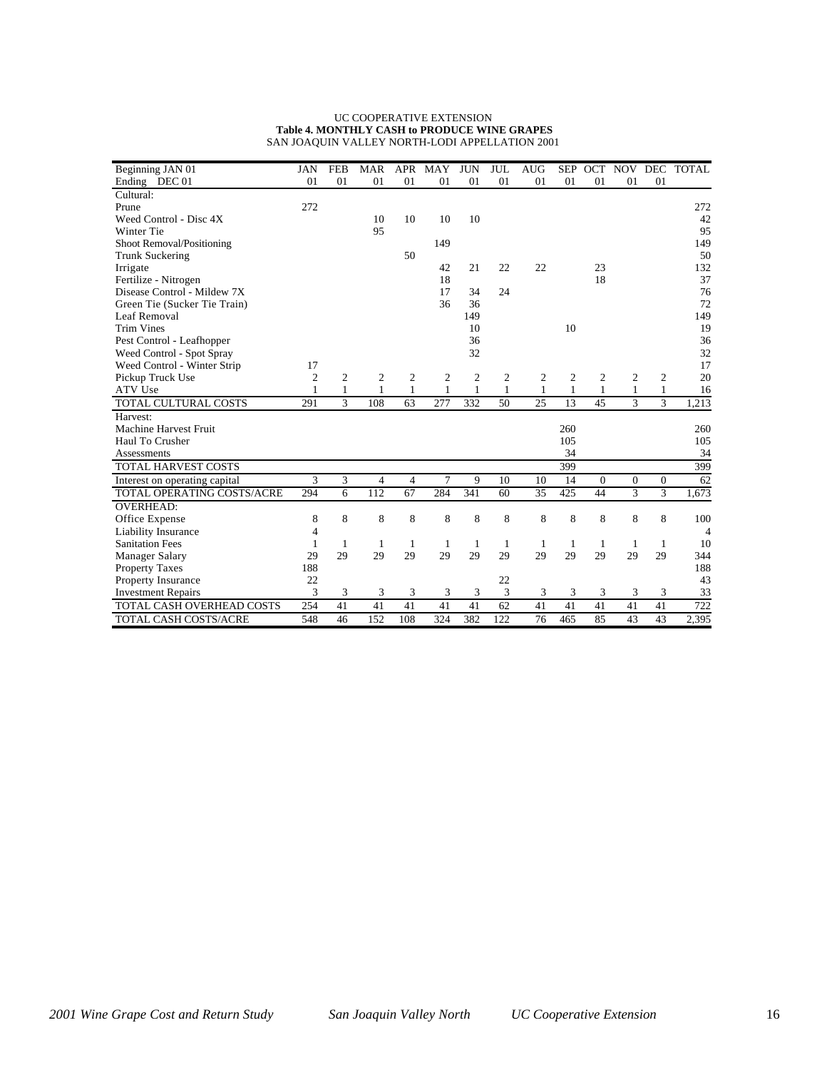UC COOPERATIVE EXTENSION

**Table 4. MONTHLY CASH to PRODUCE WINE GRAPES**

SAN JOAQUIN VALLEY NORTH-LODI APPELLATION 2001

| Beginning JAN 01<br>Ending DEC 01 | JAN 01 | FEB 01 | MAR 01 | APR 01 | MAY 01 | JUN 01 | JUL 01 | AUG 01 | SEP 01 | OCT 01 | NOV 01 | DEC 01 | TOTAL |
|---|---|---|---|---|---|---|---|---|---|---|---|---|---|
| Cultural: | | | | | | | | | | | | | |
| Prune | 272 | | | | | | | | | | | | 272 |
| Weed Control - Disc 4X | | | 10 | 10 | 10 | 10 | | | | | | | 42 |
| Winter Tie | | | 95 | | | | | | | | | | 95 |
| Shoot Removal/Positioning | | | | | 149 | | | | | | | | 149 |
| Trunk Suckering | | | | 50 | | | | | | | | | 50 |
| Irrigate | | | | | 42 | 21 | 22 | 22 | | 23 | | | 132 |
| Fertilize - Nitrogen | | | | | 18 | | | | | 18 | | | 37 |
| Disease Control - Mildew 7X | | | | | 17 | 34 | 24 | | | | | | 76 |
| Green Tie (Sucker Tie Train) | | | | | 36 | 36 | | | | | | | 72 |
| Leaf Removal | | | | | | 149 | | | | | | | 149 |
| Trim Vines | | | | | | 10 | | | 10 | | | | 19 |
| Pest Control - Leafhopper | | | | | | 36 | | | | | | | 36 |
| Weed Control - Spot Spray | | | | | | 32 | | | | | | | 32 |
| Weed Control - Winter Strip | 17 | | | | | | | | | | | | 17 |
| Pickup Truck Use | 2 | 2 | 2 | 2 | 2 | 2 | 2 | 2 | 2 | 2 | 2 | 2 | 20 |
| ATV Use | 1 | 1 | 1 | 1 | 1 | 1 | 1 | 1 | 1 | 1 | 1 | 1 | 16 |
| TOTAL CULTURAL COSTS | 291 | 3 | 108 | 63 | 277 | 332 | 50 | 25 | 13 | 45 | 3 | 3 | 1,213 |
| Harvest: | | | | | | | | | | | | | |
| Machine Harvest Fruit | | | | | | | | | 260 | | | | 260 |
| Haul To Crusher | | | | | | | | | 105 | | | | 105 |
| Assessments | | | | | | | | | 34 | | | | 34 |
| TOTAL HARVEST COSTS | | | | | | | | | 399 | | | | 399 |
| Interest on operating capital | 3 | 3 | 4 | 4 | 7 | 9 | 10 | 10 | 14 | 0 | 0 | 0 | 62 |
| TOTAL OPERATING COSTS/ACRE | 294 | 6 | 112 | 67 | 284 | 341 | 60 | 35 | 425 | 44 | 3 | 3 | 1,673 |
| OVERHEAD: | | | | | | | | | | | | | |
| Office Expense | 8 | 8 | 8 | 8 | 8 | 8 | 8 | 8 | 8 | 8 | 8 | 8 | 100 |
| Liability Insurance | 4 | | | | | | | | | | | | 4 |
| Sanitation Fees | 1 | 1 | 1 | 1 | 1 | 1 | 1 | 1 | 1 | 1 | 1 | 1 | 10 |
| Manager Salary | 29 | 29 | 29 | 29 | 29 | 29 | 29 | 29 | 29 | 29 | 29 | 29 | 344 |
| Property Taxes | 188 | | | | | | | | | | | | 188 |
| Property Insurance | 22 | | | | | | 22 | | | | | | 43 |
| Investment Repairs | 3 | 3 | 3 | 3 | 3 | 3 | 3 | 3 | 3 | 3 | 3 | 3 | 33 |
| TOTAL CASH OVERHEAD COSTS | 254 | 41 | 41 | 41 | 41 | 41 | 62 | 41 | 41 | 41 | 41 | 41 | 722 |
| TOTAL CASH COSTS/ACRE | 548 | 46 | 152 | 108 | 324 | 382 | 122 | 76 | 465 | 85 | 43 | 43 | 2,395 |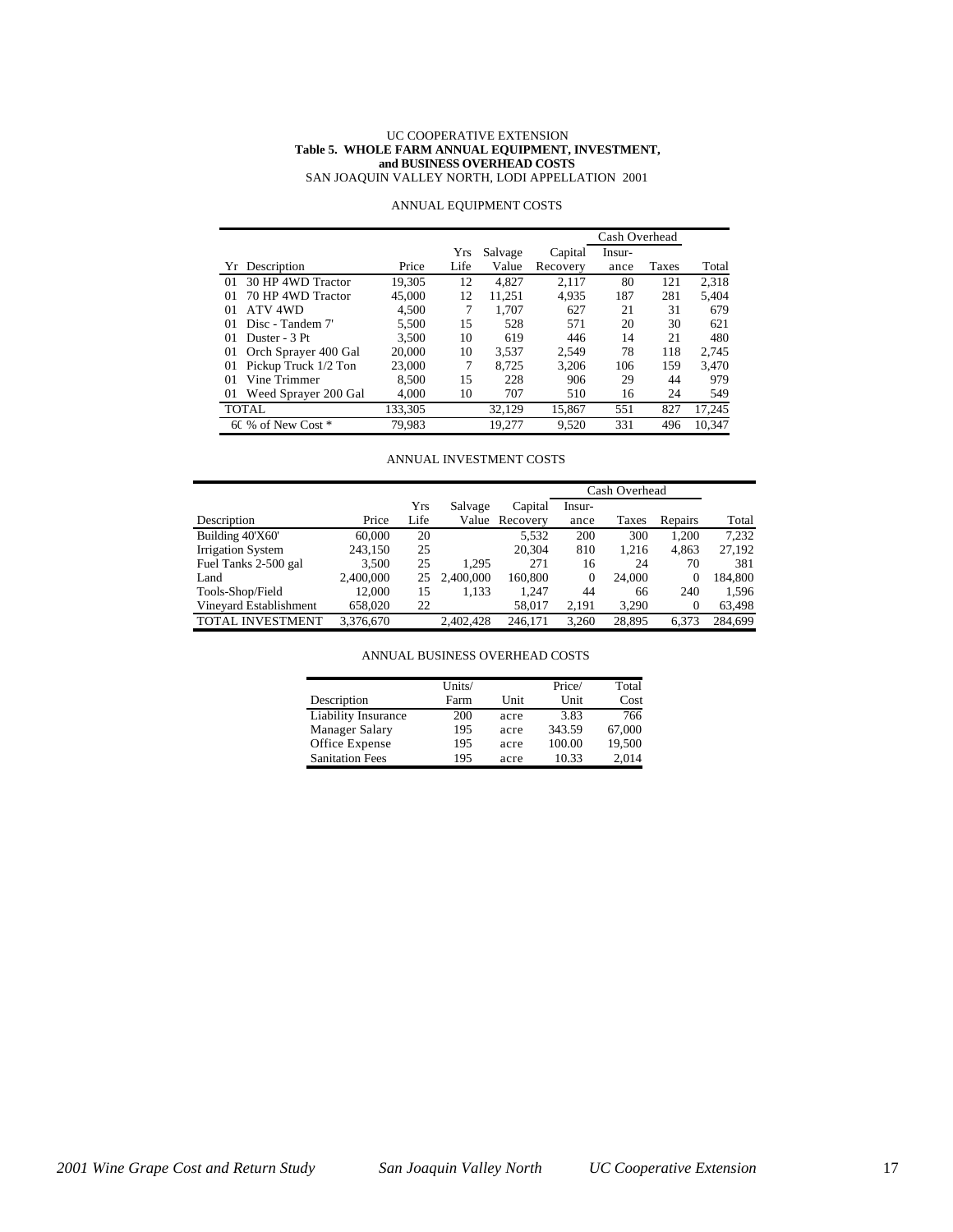UC COOPERATIVE EXTENSION

**Table 5. WHOLE FARM ANNUAL EQUIPMENT, INVESTMENT, and BUSINESS OVERHEAD COSTS**

SAN JOAQUIN VALLEY NORTH, LODI APPELLATION 2001

ANNUAL EQUIPMENT COSTS

| | | | | | | Cash Overhead | | |
|---|---|---|---|---|---|---|---|---|
| Yr | Description | Price | Yrs Life | Salvage Value | Capital Recovery | Insur-ance | Taxes | Total |
| 01 | 30 HP 4WD Tractor | 19,305 | 12 | 4,827 | 2,117 | 80 | 121 | 2,318 |
| 01 | 70 HP 4WD Tractor | 45,000 | 12 | 11,251 | 4,935 | 187 | 281 | 5,404 |
| 01 | ATV 4WD | 4,500 | 7 | 1,707 | 627 | 21 | 31 | 679 |
| 01 | Disc - Tandem 7' | 5,500 | 15 | 528 | 571 | 20 | 30 | 621 |
| 01 | Duster - 3 Pt | 3,500 | 10 | 619 | 446 | 14 | 21 | 480 |
| 01 | Orch Sprayer 400 Gal | 20,000 | 10 | 3,537 | 2,549 | 78 | 118 | 2,745 |
| 01 | Pickup Truck 1/2 Ton | 23,000 | 7 | 8,725 | 3,206 | 106 | 159 | 3,470 |
| 01 | Vine Trimmer | 8,500 | 15 | 228 | 906 | 29 | 44 | 979 |
| 01 | Weed Sprayer 200 Gal | 4,000 | 10 | 707 | 510 | 16 | 24 | 549 |
| TOTAL | | 133,305 | | 32,129 | 15,867 | 551 | 827 | 17,245 |
| 60 % of New Cost * | | 79,983 | | 19,277 | 9,520 | 331 | 496 | 10,347 |

ANNUAL INVESTMENT COSTS

| | | | | | Cash Overhead | | | |
|---|---|---|---|---|---|---|---|---|
| Description | Price | Yrs Life | Salvage Value | Capital Recovery | Insur-ance | Taxes | Repairs | Total |
| Building 40'X60' | 60,000 | 20 | | 5,532 | 200 | 300 | 1,200 | 7,232 |
| Irrigation System | 243,150 | 25 | | 20,304 | 810 | 1,216 | 4,863 | 27,192 |
| Fuel Tanks 2-500 gal | 3,500 | 25 | 1,295 | 271 | 16 | 24 | 70 | 381 |
| Land | 2,400,000 | 25 | 2,400,000 | 160,800 | 0 | 24,000 | 0 | 184,800 |
| Tools-Shop/Field | 12,000 | 15 | 1,133 | 1,247 | 44 | 66 | 240 | 1,596 |
| Vineyard Establishment | 658,020 | 22 | | 58,017 | 2,191 | 3,290 | 0 | 63,498 |
| TOTAL INVESTMENT | 3,376,670 | | 2,402,428 | 246,171 | 3,260 | 28,895 | 6,373 | 284,699 |

ANNUAL BUSINESS OVERHEAD COSTS

| Description | Units/ Farm | Unit | Price/ Unit | Total Cost |
|---|---|---|---|---|
| Liability Insurance | 200 | acre | 3.83 | 766 |
| Manager Salary | 195 | acre | 343.59 | 67,000 |
| Office Expense | 195 | acre | 100.00 | 19,500 |
| Sanitation Fees | 195 | acre | 10.33 | 2,014 |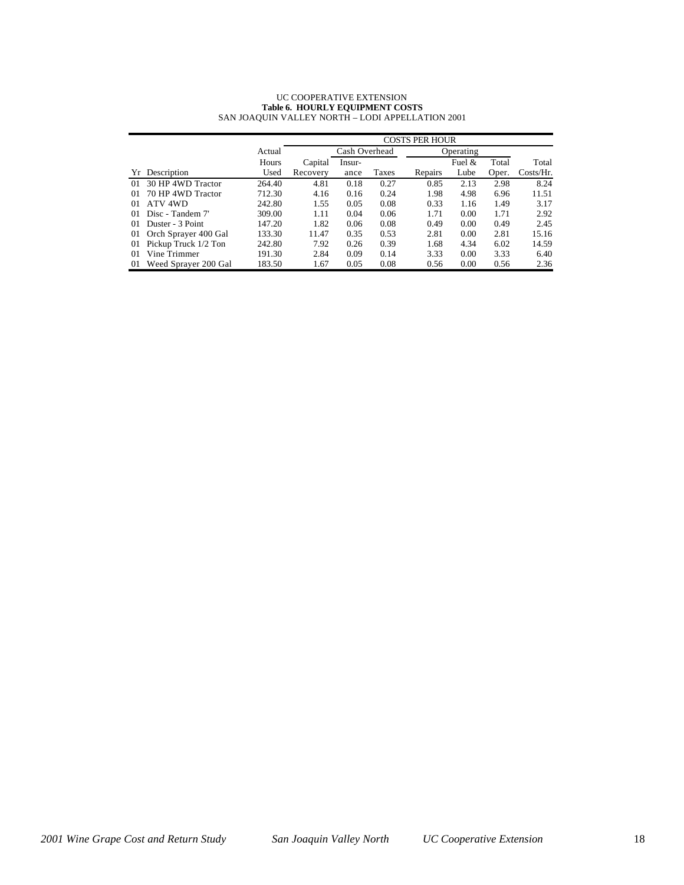UC COOPERATIVE EXTENSION
**Table 6. HOURLY EQUIPMENT COSTS**
SAN JOAQUIN VALLEY NORTH – LODI APPELLATION 2001

| | | | COSTS PER HOUR | | | | | | |
|---|---|---|---|---|---|---|---|---|---|
| | | Actual | | Cash Overhead | | Operating | | | |
| | | Hours | Capital | Insur- | | | Fuel & | Total | Total |
| Yr | Description | Used | Recovery | ance | Taxes | Repairs | Lube | Oper. | Costs/Hr. |
| 01 | 30 HP 4WD Tractor | 264.40 | 4.81 | 0.18 | 0.27 | 0.85 | 2.13 | 2.98 | 8.24 |
| 01 | 70 HP 4WD Tractor | 712.30 | 4.16 | 0.16 | 0.24 | 1.98 | 4.98 | 6.96 | 11.51 |
| 01 | ATV 4WD | 242.80 | 1.55 | 0.05 | 0.08 | 0.33 | 1.16 | 1.49 | 3.17 |
| 01 | Disc - Tandem 7' | 309.00 | 1.11 | 0.04 | 0.06 | 1.71 | 0.00 | 1.71 | 2.92 |
| 01 | Duster - 3 Point | 147.20 | 1.82 | 0.06 | 0.08 | 0.49 | 0.00 | 0.49 | 2.45 |
| 01 | Orch Sprayer 400 Gal | 133.30 | 11.47 | 0.35 | 0.53 | 2.81 | 0.00 | 2.81 | 15.16 |
| 01 | Pickup Truck 1/2 Ton | 242.80 | 7.92 | 0.26 | 0.39 | 1.68 | 4.34 | 6.02 | 14.59 |
| 01 | Vine Trimmer | 191.30 | 2.84 | 0.09 | 0.14 | 3.33 | 0.00 | 3.33 | 6.40 |
| 01 | Weed Sprayer 200 Gal | 183.50 | 1.67 | 0.05 | 0.08 | 0.56 | 0.00 | 0.56 | 2.36 |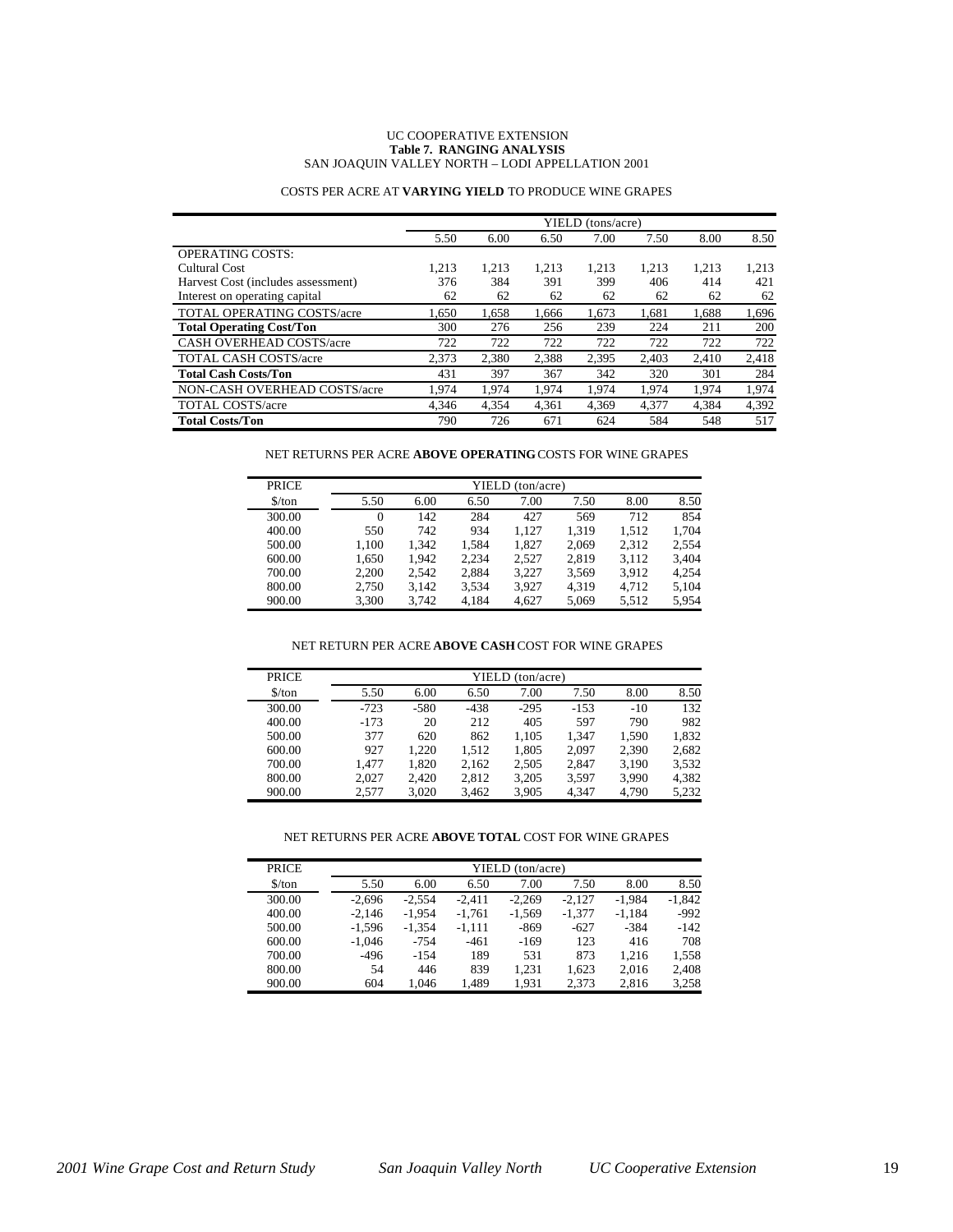UC COOPERATIVE EXTENSION
**Table 7. RANGING ANALYSIS**
SAN JOAQUIN VALLEY NORTH – LODI APPELLATION 2001

COSTS PER ACRE AT **VARYING YIELD** TO PRODUCE WINE GRAPES

| | YIELD (tons/acre) | | | | | | |
|---|---|---|---|---|---|---|---|
| | 5.50 | 6.00 | 6.50 | 7.00 | 7.50 | 8.00 | 8.50 |
| OPERATING COSTS: | | | | | | | |
| Cultural Cost | 1,213 | 1,213 | 1,213 | 1,213 | 1,213 | 1,213 | 1,213 |
| Harvest Cost (includes assessment) | 376 | 384 | 391 | 399 | 406 | 414 | 421 |
| Interest on operating capital | 62 | 62 | 62 | 62 | 62 | 62 | 62 |
| TOTAL OPERATING COSTS/acre | 1,650 | 1,658 | 1,666 | 1,673 | 1,681 | 1,688 | 1,696 |
| **Total Operating Cost/Ton** | 300 | 276 | 256 | 239 | 224 | 211 | 200 |
| CASH OVERHEAD COSTS/acre | 722 | 722 | 722 | 722 | 722 | 722 | 722 |
| TOTAL CASH COSTS/acre | 2,373 | 2,380 | 2,388 | 2,395 | 2,403 | 2,410 | 2,418 |
| **Total Cash Costs/Ton** | 431 | 397 | 367 | 342 | 320 | 301 | 284 |
| NON-CASH OVERHEAD COSTS/acre | 1,974 | 1,974 | 1,974 | 1,974 | 1,974 | 1,974 | 1,974 |
| TOTAL COSTS/acre | 4,346 | 4,354 | 4,361 | 4,369 | 4,377 | 4,384 | 4,392 |
| **Total Costs/Ton** | 790 | 726 | 671 | 624 | 584 | 548 | 517 |

NET RETURNS PER ACRE **ABOVE OPERATING** COSTS FOR WINE GRAPES

| PRICE | YIELD (ton/acre) | | | | | | |
|---|---|---|---|---|---|---|---|
| $/ton | 5.50 | 6.00 | 6.50 | 7.00 | 7.50 | 8.00 | 8.50 |
| 300.00 | 0 | 142 | 284 | 427 | 569 | 712 | 854 |
| 400.00 | 550 | 742 | 934 | 1,127 | 1,319 | 1,512 | 1,704 |
| 500.00 | 1,100 | 1,342 | 1,584 | 1,827 | 2,069 | 2,312 | 2,554 |
| 600.00 | 1,650 | 1,942 | 2,234 | 2,527 | 2,819 | 3,112 | 3,404 |
| 700.00 | 2,200 | 2,542 | 2,884 | 3,227 | 3,569 | 3,912 | 4,254 |
| 800.00 | 2,750 | 3,142 | 3,534 | 3,927 | 4,319 | 4,712 | 5,104 |
| 900.00 | 3,300 | 3,742 | 4,184 | 4,627 | 5,069 | 5,512 | 5,954 |

NET RETURN PER ACRE **ABOVE CASH** COST FOR WINE GRAPES

| PRICE | YIELD (ton/acre) | | | | | | |
|---|---|---|---|---|---|---|---|
| $/ton | 5.50 | 6.00 | 6.50 | 7.00 | 7.50 | 8.00 | 8.50 |
| 300.00 | -723 | -580 | -438 | -295 | -153 | -10 | 132 |
| 400.00 | -173 | 20 | 212 | 405 | 597 | 790 | 982 |
| 500.00 | 377 | 620 | 862 | 1,105 | 1,347 | 1,590 | 1,832 |
| 600.00 | 927 | 1,220 | 1,512 | 1,805 | 2,097 | 2,390 | 2,682 |
| 700.00 | 1,477 | 1,820 | 2,162 | 2,505 | 2,847 | 3,190 | 3,532 |
| 800.00 | 2,027 | 2,420 | 2,812 | 3,205 | 3,597 | 3,990 | 4,382 |
| 900.00 | 2,577 | 3,020 | 3,462 | 3,905 | 4,347 | 4,790 | 5,232 |

NET RETURNS PER ACRE **ABOVE TOTAL** COST FOR WINE GRAPES

| PRICE | YIELD (ton/acre) | | | | | | |
|---|---|---|---|---|---|---|---|
| $/ton | 5.50 | 6.00 | 6.50 | 7.00 | 7.50 | 8.00 | 8.50 |
| 300.00 | -2,696 | -2,554 | -2,411 | -2,269 | -2,127 | -1,984 | -1,842 |
| 400.00 | -2,146 | -1,954 | -1,761 | -1,569 | -1,377 | -1,184 | -992 |
| 500.00 | -1,596 | -1,354 | -1,111 | -869 | -627 | -384 | -142 |
| 600.00 | -1,046 | -754 | -461 | -169 | 123 | 416 | 708 |
| 700.00 | -496 | -154 | 189 | 531 | 873 | 1,216 | 1,558 |
| 800.00 | 54 | 446 | 839 | 1,231 | 1,623 | 2,016 | 2,408 |
| 900.00 | 604 | 1,046 | 1,489 | 1,931 | 2,373 | 2,816 | 3,258 |